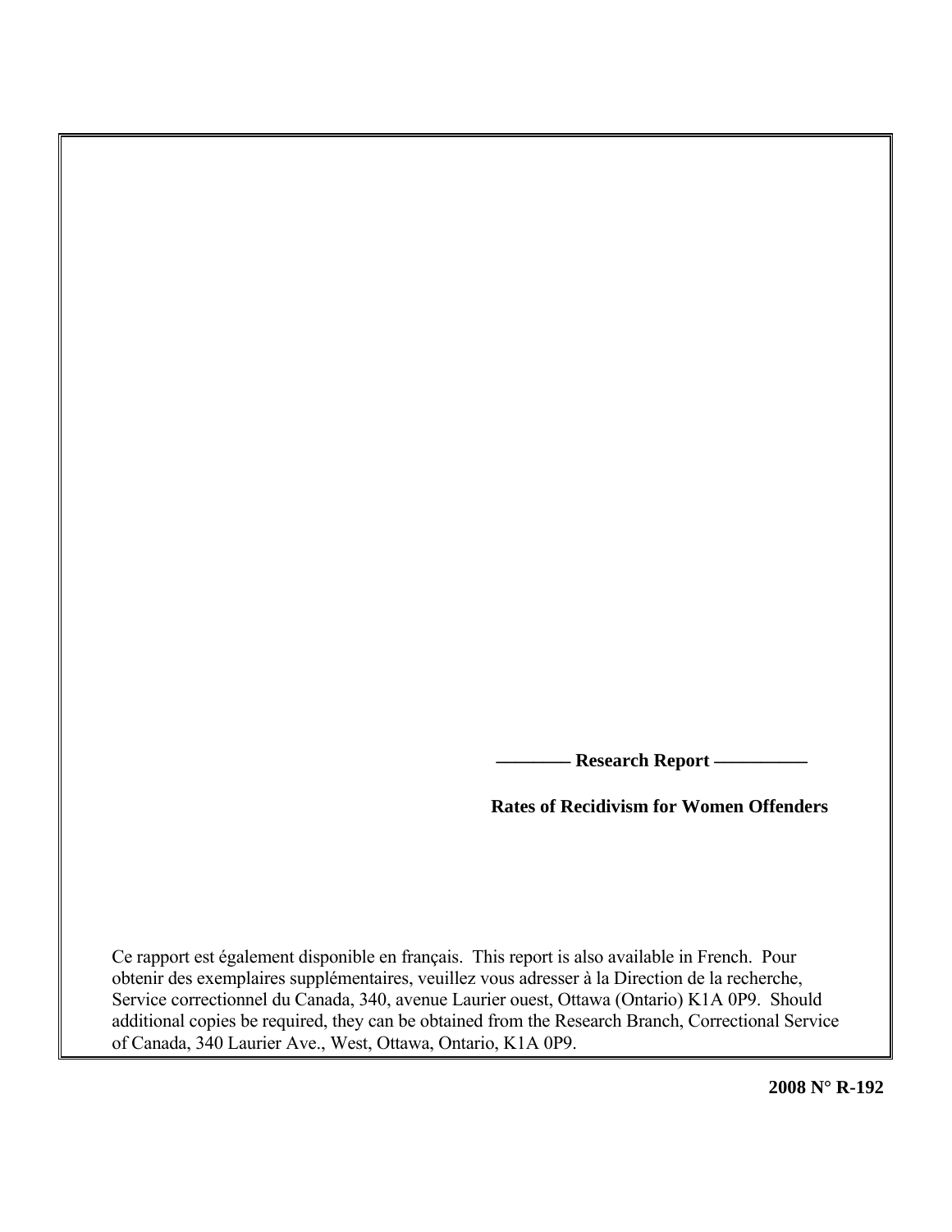———— **Research Report** —————

**Rates of Recidivism for Women Offenders**

Ce rapport est également disponible en français. This report is also available in French. Pour obtenir des exemplaires supplémentaires, veuillez vous adresser à la Direction de la recherche, Service correctionnel du Canada, 340, avenue Laurier ouest, Ottawa (Ontario) K1A 0P9. Should additional copies be required, they can be obtained from the Research Branch, Correctional Service of Canada, 340 Laurier Ave., West, Ottawa, Ontario, K1A 0P9.

**2008 N° R-192**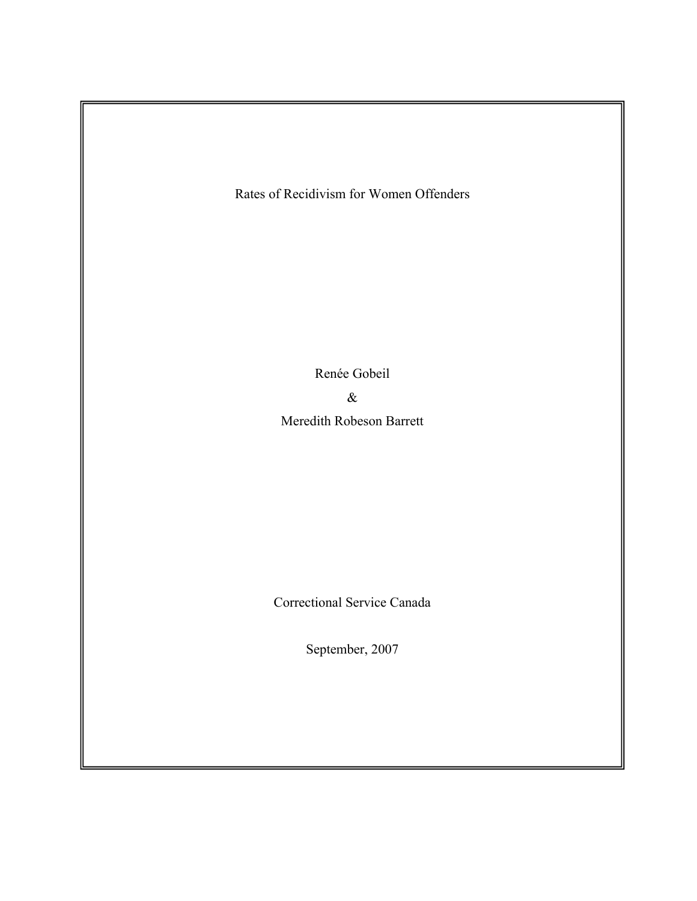# Rates of Recidivism for Women Offenders

Renée Gobeil

&

Meredith Robeson Barrett

Correctional Service Canada

September, 2007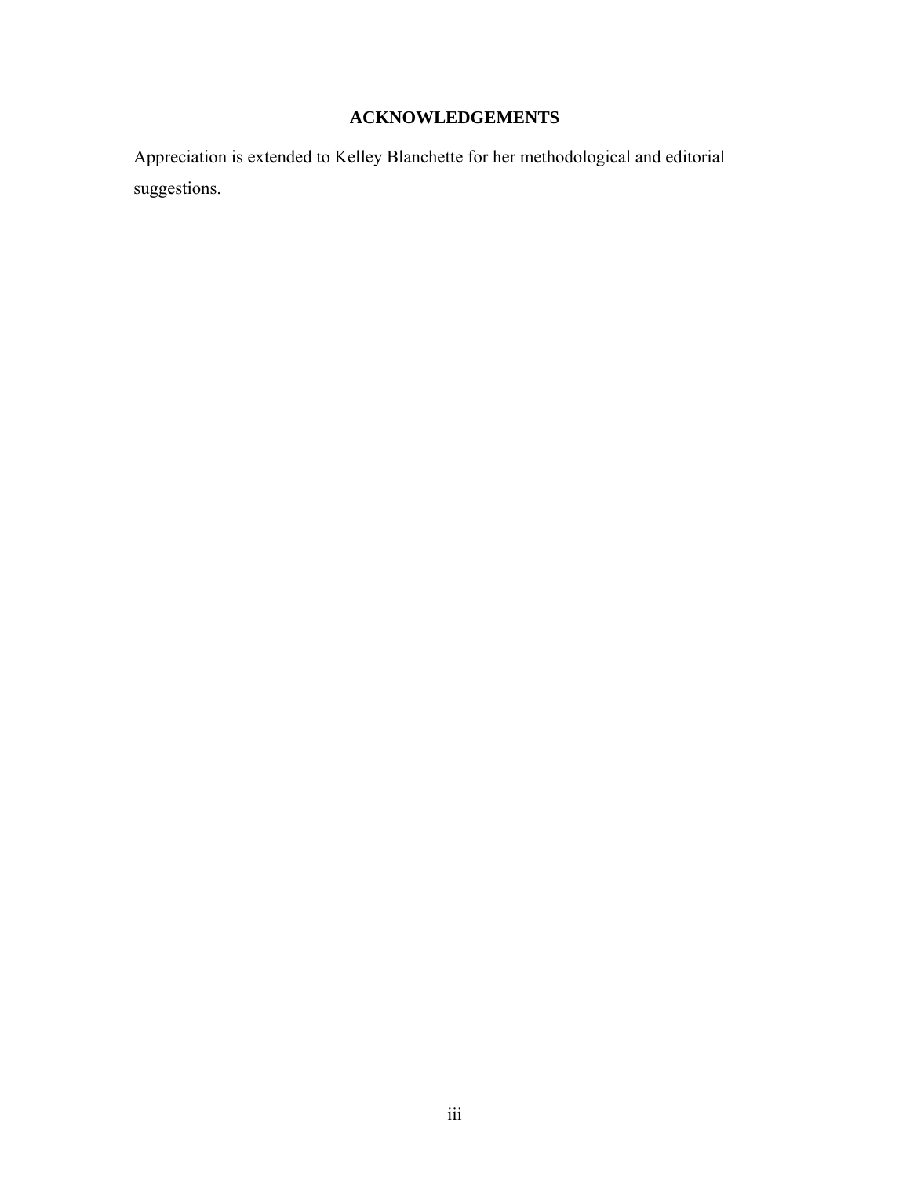## ACKNOWLEDGEMENTS

Appreciation is extended to Kelley Blanchette for her methodological and editorial suggestions.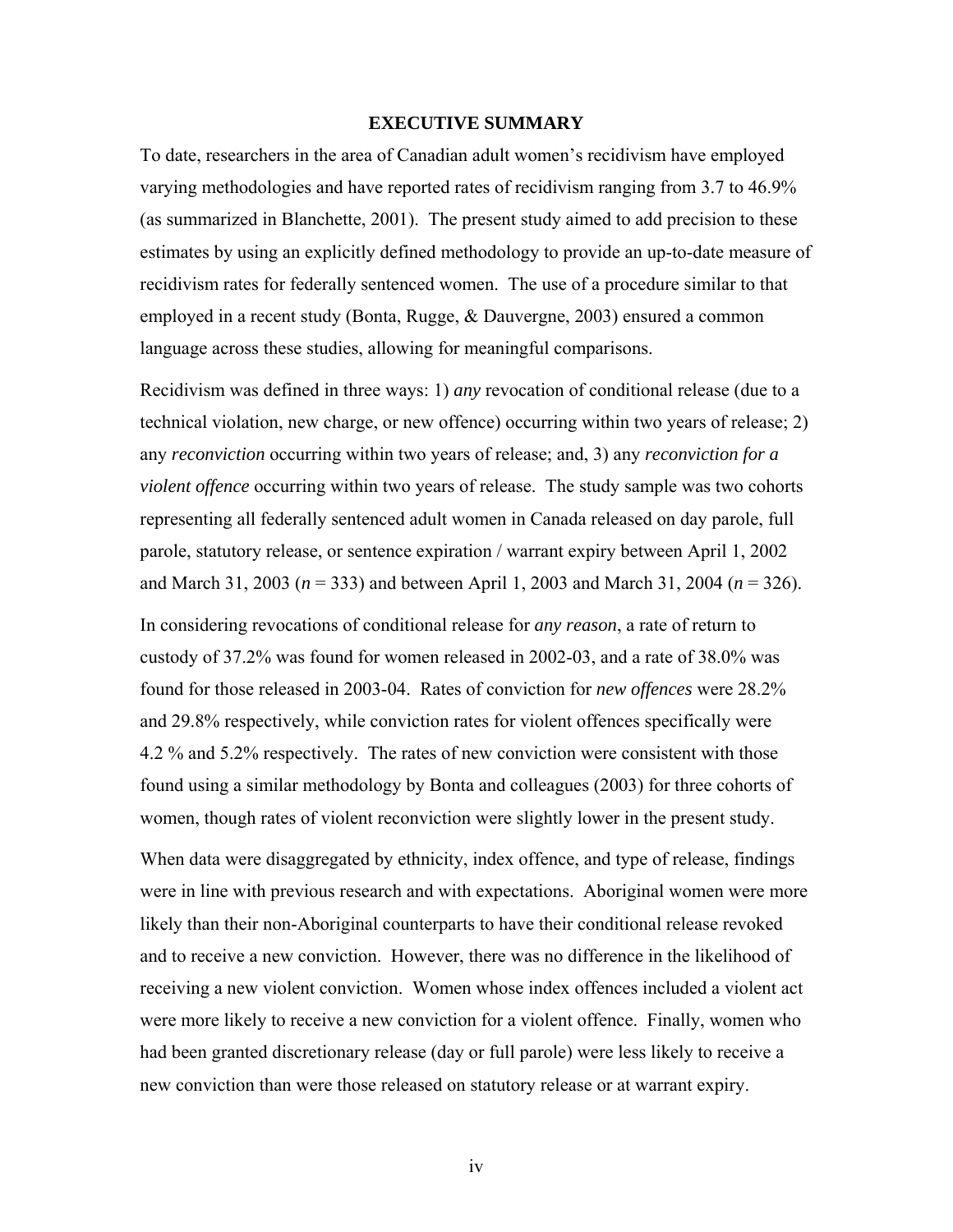## EXECUTIVE SUMMARY

To date, researchers in the area of Canadian adult women's recidivism have employed varying methodologies and have reported rates of recidivism ranging from 3.7 to 46.9% (as summarized in Blanchette, 2001). The present study aimed to add precision to these estimates by using an explicitly defined methodology to provide an up-to-date measure of recidivism rates for federally sentenced women. The use of a procedure similar to that employed in a recent study (Bonta, Rugge, & Dauvergne, 2003) ensured a common language across these studies, allowing for meaningful comparisons.

Recidivism was defined in three ways: 1) *any* revocation of conditional release (due to a technical violation, new charge, or new offence) occurring within two years of release; 2) any *reconviction* occurring within two years of release; and, 3) any *reconviction for a violent offence* occurring within two years of release. The study sample was two cohorts representing all federally sentenced adult women in Canada released on day parole, full parole, statutory release, or sentence expiration / warrant expiry between April 1, 2002 and March 31, 2003 ($n = 333$) and between April 1, 2003 and March 31, 2004 ($n = 326$).

In considering revocations of conditional release for *any reason*, a rate of return to custody of 37.2% was found for women released in 2002-03, and a rate of 38.0% was found for those released in 2003-04. Rates of conviction for *new offences* were 28.2% and 29.8% respectively, while conviction rates for violent offences specifically were 4.2 % and 5.2% respectively. The rates of new conviction were consistent with those found using a similar methodology by Bonta and colleagues (2003) for three cohorts of women, though rates of violent reconviction were slightly lower in the present study.

When data were disaggregated by ethnicity, index offence, and type of release, findings were in line with previous research and with expectations. Aboriginal women were more likely than their non-Aboriginal counterparts to have their conditional release revoked and to receive a new conviction. However, there was no difference in the likelihood of receiving a new violent conviction. Women whose index offences included a violent act were more likely to receive a new conviction for a violent offence. Finally, women who had been granted discretionary release (day or full parole) were less likely to receive a new conviction than were those released on statutory release or at warrant expiry.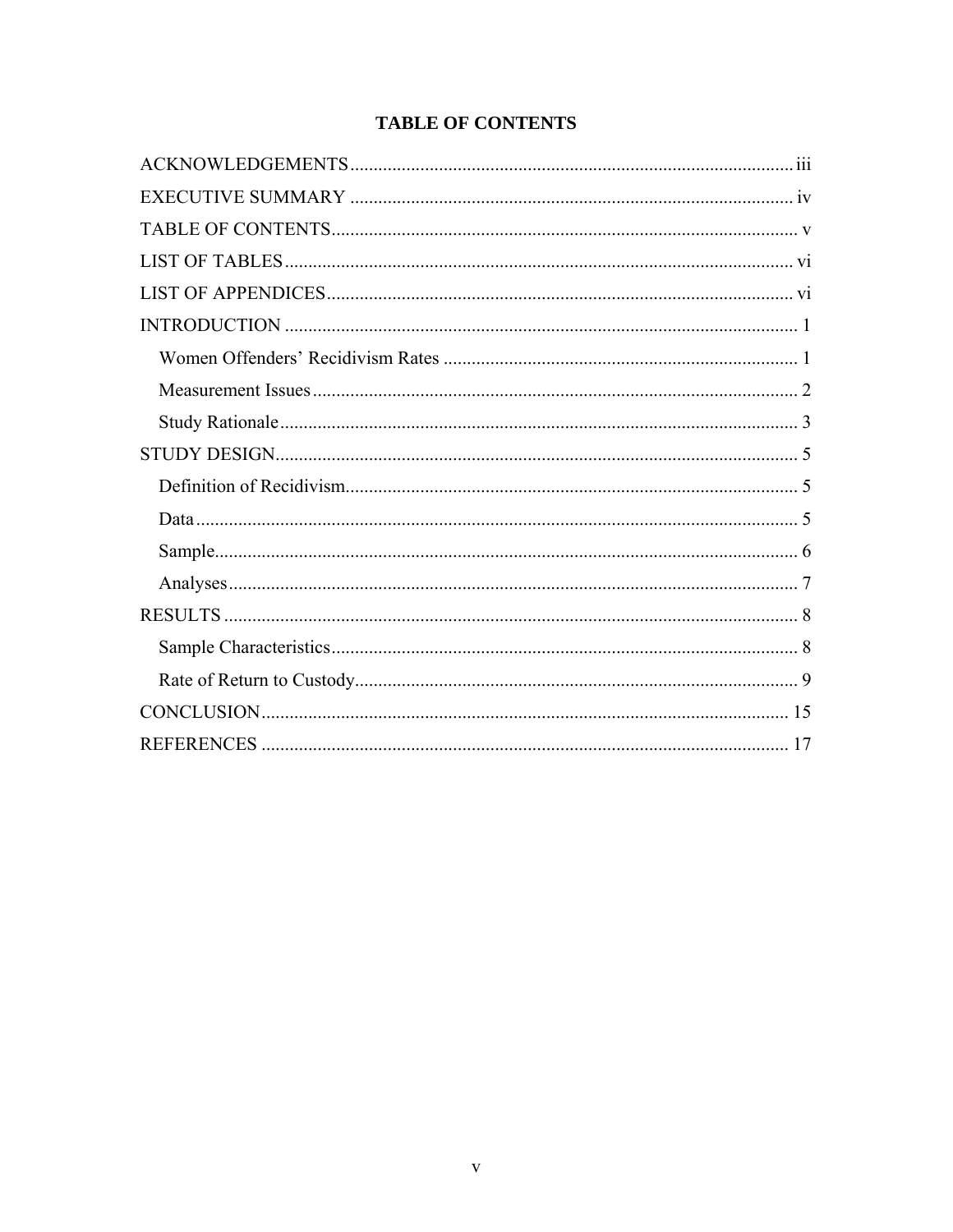## TABLE OF CONTENTS

ACKNOWLEDGEMENTS ........ iii

EXECUTIVE SUMMARY ........ iv

TABLE OF CONTENTS ........ v

LIST OF TABLES ........ vi

LIST OF APPENDICES ........ vi

INTRODUCTION ........ 1

- Women Offenders' Recidivism Rates ........ 1
- Measurement Issues ........ 2
- Study Rationale ........ 3

STUDY DESIGN ........ 5

- Definition of Recidivism ........ 5
- Data ........ 5
- Sample ........ 6
- Analyses ........ 7

RESULTS ........ 8

- Sample Characteristics ........ 8
- Rate of Return to Custody ........ 9

CONCLUSION ........ 15

REFERENCES ........ 17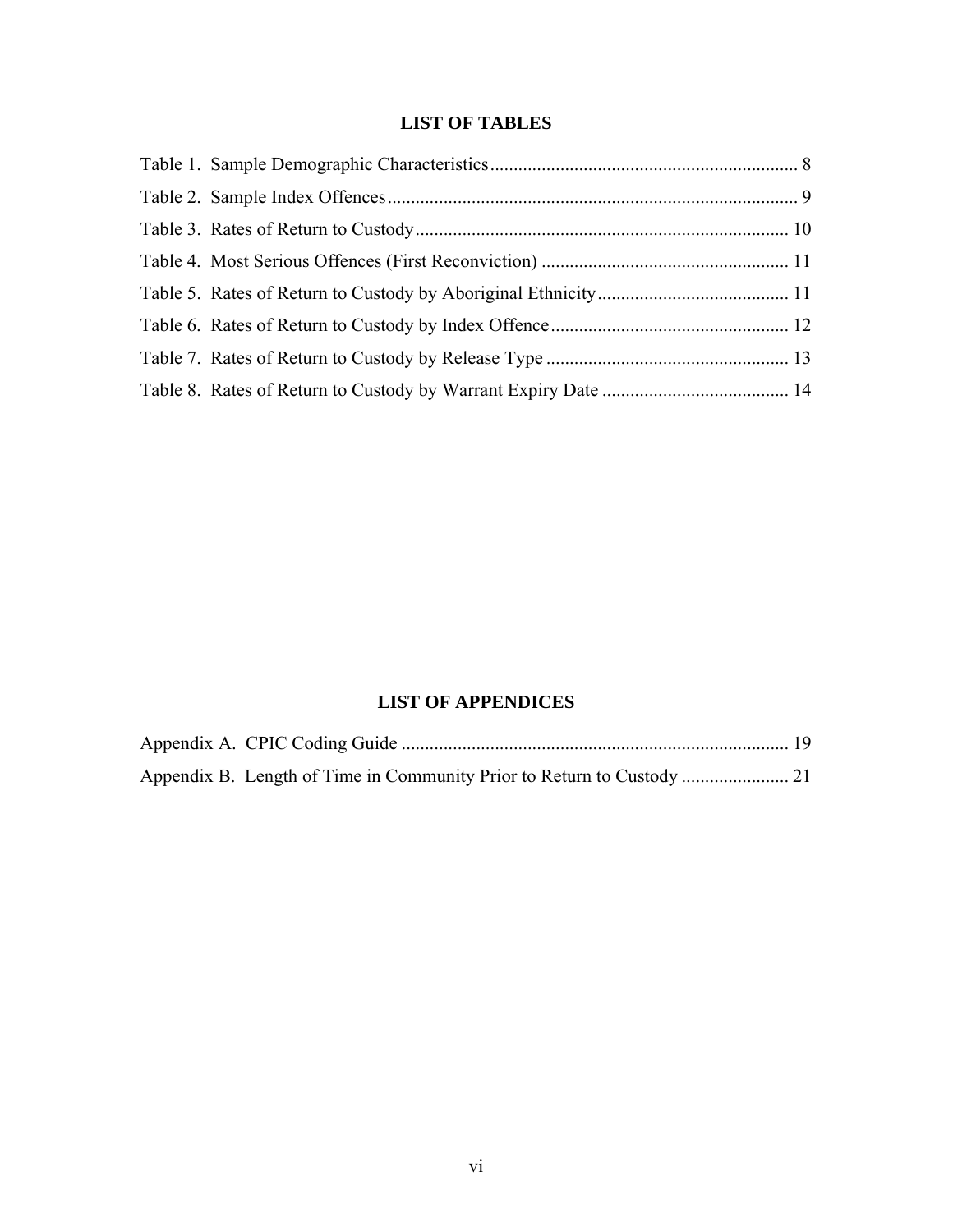## LIST OF TABLES

Table 1. Sample Demographic Characteristics .................................................................. 8

Table 2. Sample Index Offences ........................................................................................ 9

Table 3. Rates of Return to Custody ................................................................................ 10

Table 4. Most Serious Offences (First Reconviction) ..................................................... 11

Table 5. Rates of Return to Custody by Aboriginal Ethnicity ......................................... 11

Table 6. Rates of Return to Custody by Index Offence ................................................... 12

Table 7. Rates of Return to Custody by Release Type .................................................... 13

Table 8. Rates of Return to Custody by Warrant Expiry Date ........................................ 14

## LIST OF APPENDICES

Appendix A. CPIC Coding Guide ................................................................................... 19

Appendix B. Length of Time in Community Prior to Return to Custody ....................... 21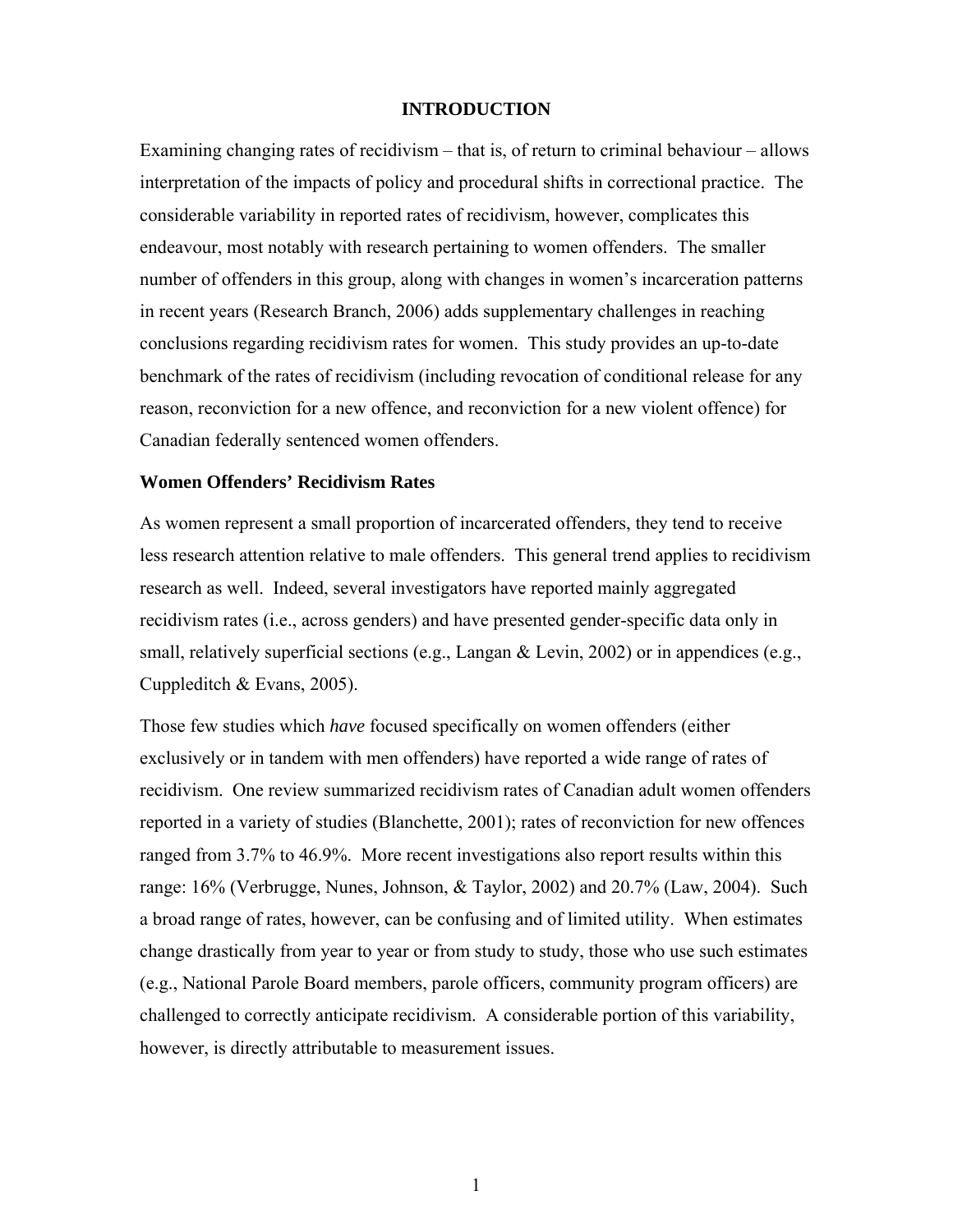# INTRODUCTION

Examining changing rates of recidivism – that is, of return to criminal behaviour – allows interpretation of the impacts of policy and procedural shifts in correctional practice. The considerable variability in reported rates of recidivism, however, complicates this endeavour, most notably with research pertaining to women offenders. The smaller number of offenders in this group, along with changes in women's incarceration patterns in recent years (Research Branch, 2006) adds supplementary challenges in reaching conclusions regarding recidivism rates for women. This study provides an up-to-date benchmark of the rates of recidivism (including revocation of conditional release for any reason, reconviction for a new offence, and reconviction for a new violent offence) for Canadian federally sentenced women offenders.

## Women Offenders' Recidivism Rates

As women represent a small proportion of incarcerated offenders, they tend to receive less research attention relative to male offenders. This general trend applies to recidivism research as well. Indeed, several investigators have reported mainly aggregated recidivism rates (i.e., across genders) and have presented gender-specific data only in small, relatively superficial sections (e.g., Langan & Levin, 2002) or in appendices (e.g., Cuppleditch & Evans, 2005).

Those few studies which *have* focused specifically on women offenders (either exclusively or in tandem with men offenders) have reported a wide range of rates of recidivism. One review summarized recidivism rates of Canadian adult women offenders reported in a variety of studies (Blanchette, 2001); rates of reconviction for new offences ranged from 3.7% to 46.9%. More recent investigations also report results within this range: 16% (Verbrugge, Nunes, Johnson, & Taylor, 2002) and 20.7% (Law, 2004). Such a broad range of rates, however, can be confusing and of limited utility. When estimates change drastically from year to year or from study to study, those who use such estimates (e.g., National Parole Board members, parole officers, community program officers) are challenged to correctly anticipate recidivism. A considerable portion of this variability, however, is directly attributable to measurement issues.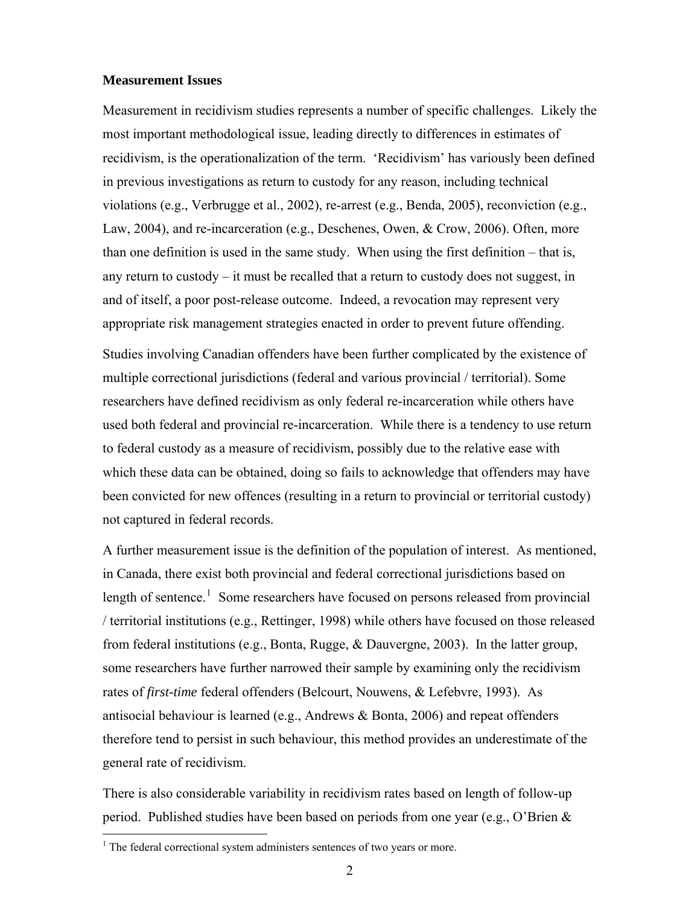**Measurement Issues**

Measurement in recidivism studies represents a number of specific challenges. Likely the most important methodological issue, leading directly to differences in estimates of recidivism, is the operationalization of the term. 'Recidivism' has variously been defined in previous investigations as return to custody for any reason, including technical violations (e.g., Verbrugge et al., 2002), re-arrest (e.g., Benda, 2005), reconviction (e.g., Law, 2004), and re-incarceration (e.g., Deschenes, Owen, & Crow, 2006). Often, more than one definition is used in the same study. When using the first definition – that is, any return to custody – it must be recalled that a return to custody does not suggest, in and of itself, a poor post-release outcome. Indeed, a revocation may represent very appropriate risk management strategies enacted in order to prevent future offending.

Studies involving Canadian offenders have been further complicated by the existence of multiple correctional jurisdictions (federal and various provincial / territorial). Some researchers have defined recidivism as only federal re-incarceration while others have used both federal and provincial re-incarceration. While there is a tendency to use return to federal custody as a measure of recidivism, possibly due to the relative ease with which these data can be obtained, doing so fails to acknowledge that offenders may have been convicted for new offences (resulting in a return to provincial or territorial custody) not captured in federal records.

A further measurement issue is the definition of the population of interest. As mentioned, in Canada, there exist both provincial and federal correctional jurisdictions based on length of sentence.[1] Some researchers have focused on persons released from provincial / territorial institutions (e.g., Rettinger, 1998) while others have focused on those released from federal institutions (e.g., Bonta, Rugge, & Dauvergne, 2003). In the latter group, some researchers have further narrowed their sample by examining only the recidivism rates of *first-time* federal offenders (Belcourt, Nouwens, & Lefebvre, 1993). As antisocial behaviour is learned (e.g., Andrews & Bonta, 2006) and repeat offenders therefore tend to persist in such behaviour, this method provides an underestimate of the general rate of recidivism.

There is also considerable variability in recidivism rates based on length of follow-up period. Published studies have been based on periods from one year (e.g., O'Brien &

[1] The federal correctional system administers sentences of two years or more.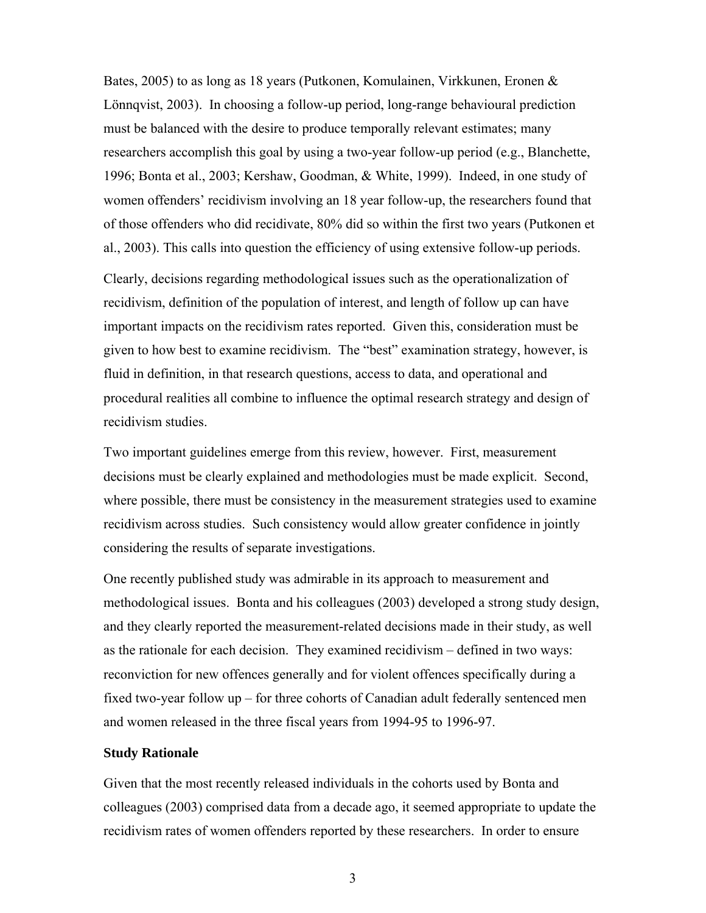Bates, 2005) to as long as 18 years (Putkonen, Komulainen, Virkkunen, Eronen & Lönnqvist, 2003). In choosing a follow-up period, long-range behavioural prediction must be balanced with the desire to produce temporally relevant estimates; many researchers accomplish this goal by using a two-year follow-up period (e.g., Blanchette, 1996; Bonta et al., 2003; Kershaw, Goodman, & White, 1999). Indeed, in one study of women offenders' recidivism involving an 18 year follow-up, the researchers found that of those offenders who did recidivate, 80% did so within the first two years (Putkonen et al., 2003). This calls into question the efficiency of using extensive follow-up periods.

Clearly, decisions regarding methodological issues such as the operationalization of recidivism, definition of the population of interest, and length of follow up can have important impacts on the recidivism rates reported. Given this, consideration must be given to how best to examine recidivism. The "best" examination strategy, however, is fluid in definition, in that research questions, access to data, and operational and procedural realities all combine to influence the optimal research strategy and design of recidivism studies.

Two important guidelines emerge from this review, however. First, measurement decisions must be clearly explained and methodologies must be made explicit. Second, where possible, there must be consistency in the measurement strategies used to examine recidivism across studies. Such consistency would allow greater confidence in jointly considering the results of separate investigations.

One recently published study was admirable in its approach to measurement and methodological issues. Bonta and his colleagues (2003) developed a strong study design, and they clearly reported the measurement-related decisions made in their study, as well as the rationale for each decision. They examined recidivism – defined in two ways: reconviction for new offences generally and for violent offences specifically during a fixed two-year follow up – for three cohorts of Canadian adult federally sentenced men and women released in the three fiscal years from 1994-95 to 1996-97.

### Study Rationale

Given that the most recently released individuals in the cohorts used by Bonta and colleagues (2003) comprised data from a decade ago, it seemed appropriate to update the recidivism rates of women offenders reported by these researchers. In order to ensure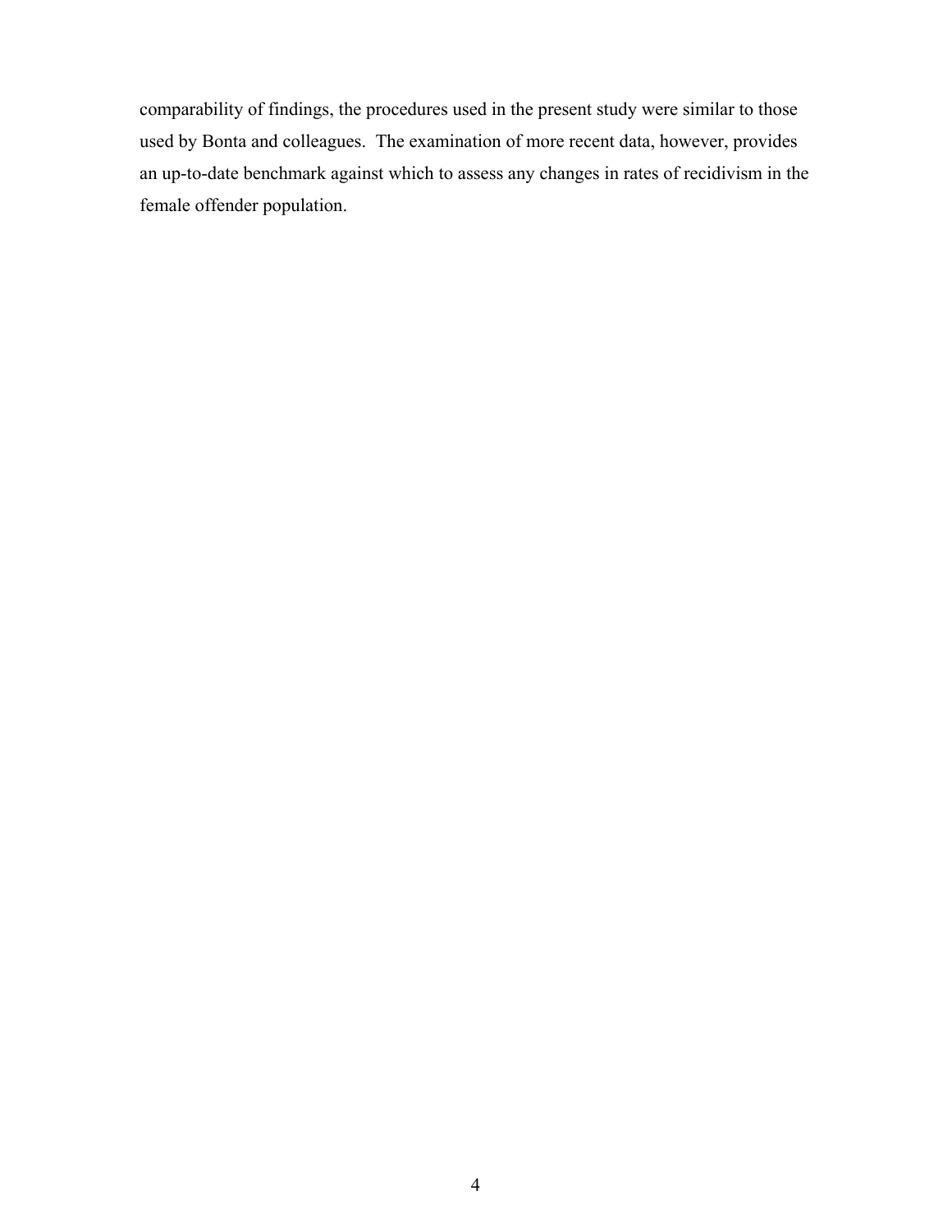comparability of findings, the procedures used in the present study were similar to those used by Bonta and colleagues. The examination of more recent data, however, provides an up-to-date benchmark against which to assess any changes in rates of recidivism in the female offender population.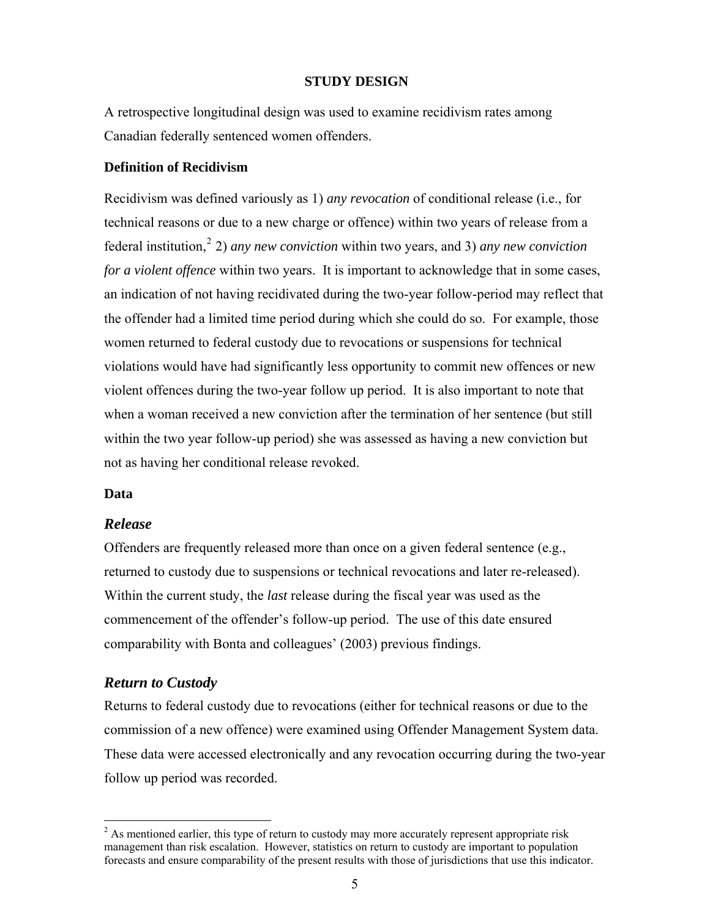## STUDY DESIGN

A retrospective longitudinal design was used to examine recidivism rates among Canadian federally sentenced women offenders.

### Definition of Recidivism

Recidivism was defined variously as 1) *any revocation* of conditional release (i.e., for technical reasons or due to a new charge or offence) within two years of release from a federal institution,[2] 2) *any new conviction* within two years, and 3) *any new conviction for a violent offence* within two years. It is important to acknowledge that in some cases, an indication of not having recidivated during the two-year follow-period may reflect that the offender had a limited time period during which she could do so. For example, those women returned to federal custody due to revocations or suspensions for technical violations would have had significantly less opportunity to commit new offences or new violent offences during the two-year follow up period. It is also important to note that when a woman received a new conviction after the termination of her sentence (but still within the two year follow-up period) she was assessed as having a new conviction but not as having her conditional release revoked.

### Data

#### *Release*

Offenders are frequently released more than once on a given federal sentence (e.g., returned to custody due to suspensions or technical revocations and later re-released). Within the current study, the *last* release during the fiscal year was used as the commencement of the offender's follow-up period. The use of this date ensured comparability with Bonta and colleagues' (2003) previous findings.

#### *Return to Custody*

Returns to federal custody due to revocations (either for technical reasons or due to the commission of a new offence) were examined using Offender Management System data. These data were accessed electronically and any revocation occurring during the two-year follow up period was recorded.

[2] As mentioned earlier, this type of return to custody may more accurately represent appropriate risk management than risk escalation. However, statistics on return to custody are important to population forecasts and ensure comparability of the present results with those of jurisdictions that use this indicator.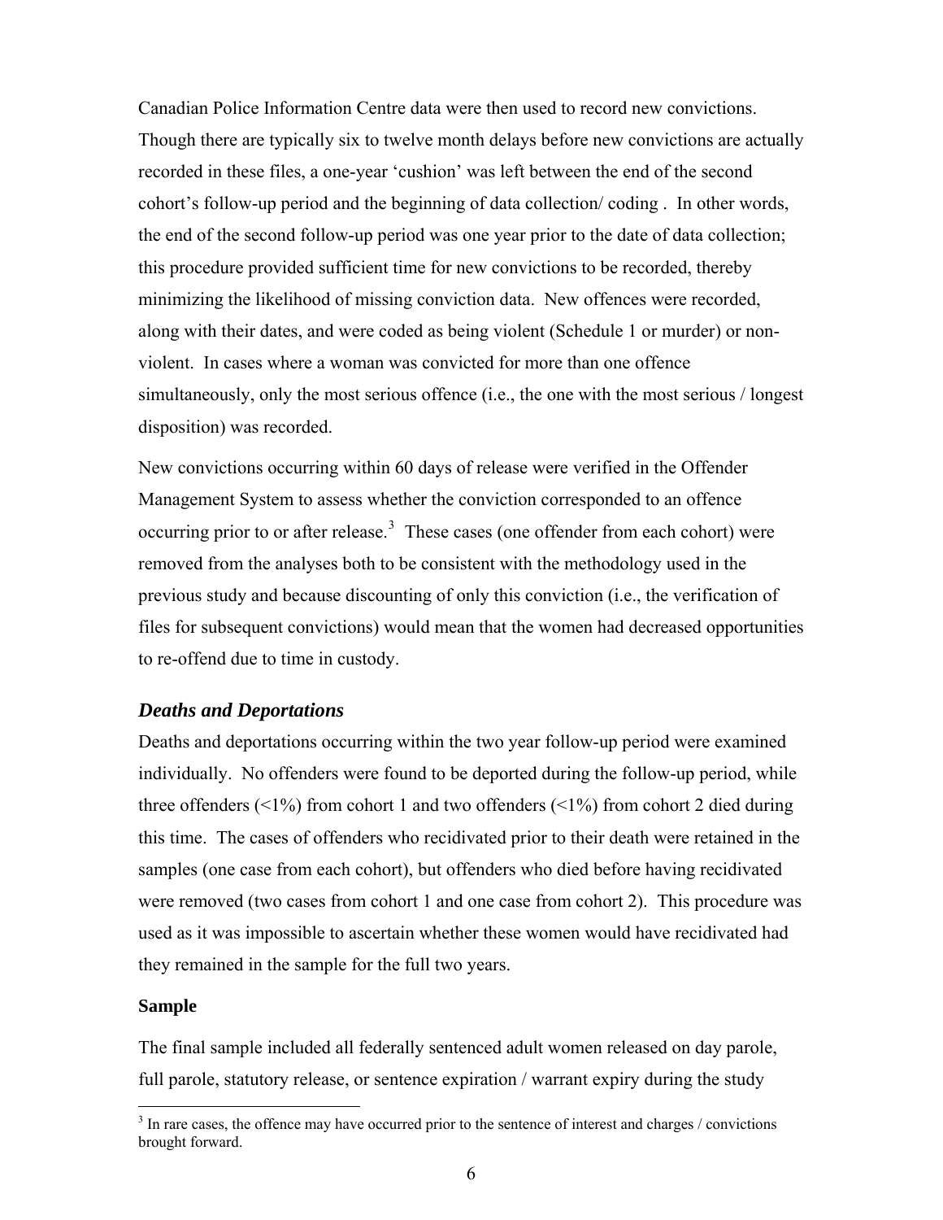Canadian Police Information Centre data were then used to record new convictions. Though there are typically six to twelve month delays before new convictions are actually recorded in these files, a one-year 'cushion' was left between the end of the second cohort's follow-up period and the beginning of data collection/ coding . In other words, the end of the second follow-up period was one year prior to the date of data collection; this procedure provided sufficient time for new convictions to be recorded, thereby minimizing the likelihood of missing conviction data. New offences were recorded, along with their dates, and were coded as being violent (Schedule 1 or murder) or non-violent. In cases where a woman was convicted for more than one offence simultaneously, only the most serious offence (i.e., the one with the most serious / longest disposition) was recorded.

New convictions occurring within 60 days of release were verified in the Offender Management System to assess whether the conviction corresponded to an offence occurring prior to or after release.[3] These cases (one offender from each cohort) were removed from the analyses both to be consistent with the methodology used in the previous study and because discounting of only this conviction (i.e., the verification of files for subsequent convictions) would mean that the women had decreased opportunities to re-offend due to time in custody.

### *Deaths and Deportations*

Deaths and deportations occurring within the two year follow-up period were examined individually. No offenders were found to be deported during the follow-up period, while three offenders (<1%) from cohort 1 and two offenders (<1%) from cohort 2 died during this time. The cases of offenders who recidivated prior to their death were retained in the samples (one case from each cohort), but offenders who died before having recidivated were removed (two cases from cohort 1 and one case from cohort 2). This procedure was used as it was impossible to ascertain whether these women would have recidivated had they remained in the sample for the full two years.

### **Sample**

The final sample included all federally sentenced adult women released on day parole, full parole, statutory release, or sentence expiration / warrant expiry during the study

[3] In rare cases, the offence may have occurred prior to the sentence of interest and charges / convictions brought forward.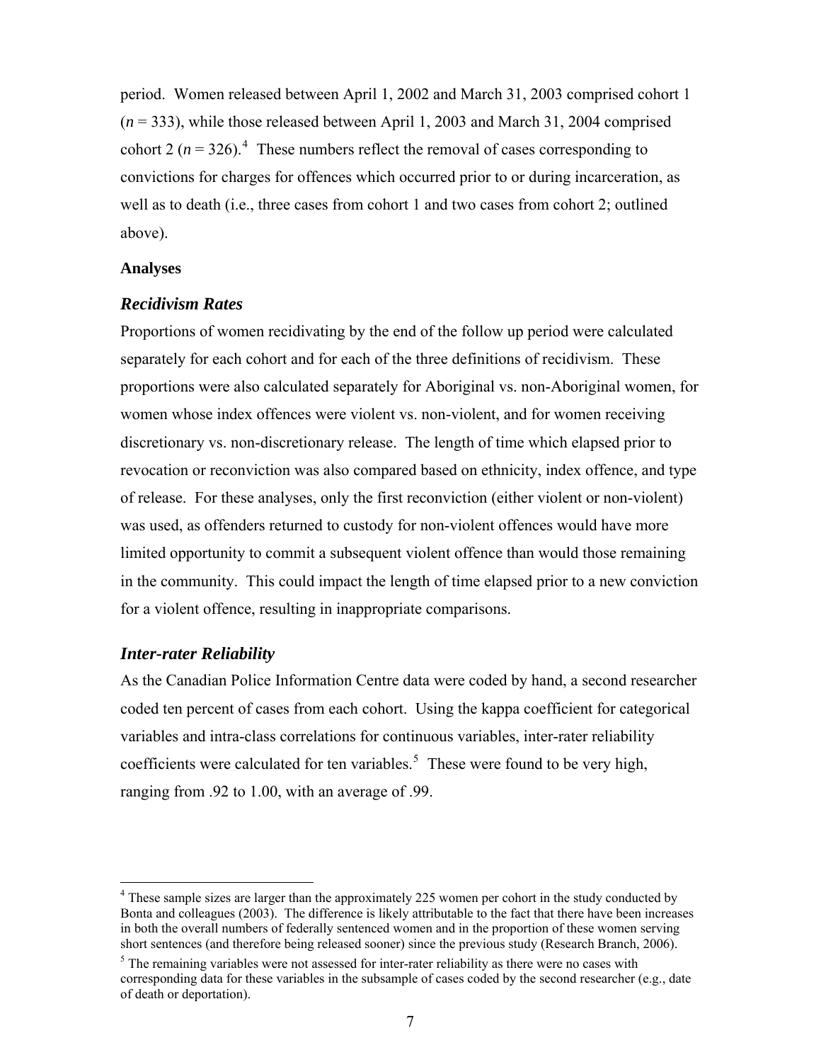period. Women released between April 1, 2002 and March 31, 2003 comprised cohort 1 ($n$ = 333), while those released between April 1, 2003 and March 31, 2004 comprised cohort 2 ($n$ = 326).[4] These numbers reflect the removal of cases corresponding to convictions for charges for offences which occurred prior to or during incarceration, as well as to death (i.e., three cases from cohort 1 and two cases from cohort 2; outlined above).

**Analyses**

### *Recidivism Rates*

Proportions of women recidivating by the end of the follow up period were calculated separately for each cohort and for each of the three definitions of recidivism. These proportions were also calculated separately for Aboriginal vs. non-Aboriginal women, for women whose index offences were violent vs. non-violent, and for women receiving discretionary vs. non-discretionary release. The length of time which elapsed prior to revocation or reconviction was also compared based on ethnicity, index offence, and type of release. For these analyses, only the first reconviction (either violent or non-violent) was used, as offenders returned to custody for non-violent offences would have more limited opportunity to commit a subsequent violent offence than would those remaining in the community. This could impact the length of time elapsed prior to a new conviction for a violent offence, resulting in inappropriate comparisons.

### *Inter-rater Reliability*

As the Canadian Police Information Centre data were coded by hand, a second researcher coded ten percent of cases from each cohort. Using the kappa coefficient for categorical variables and intra-class correlations for continuous variables, inter-rater reliability coefficients were calculated for ten variables.[5] These were found to be very high, ranging from .92 to 1.00, with an average of .99.

---

[4] These sample sizes are larger than the approximately 225 women per cohort in the study conducted by Bonta and colleagues (2003). The difference is likely attributable to the fact that there have been increases in both the overall numbers of federally sentenced women and in the proportion of these women serving short sentences (and therefore being released sooner) since the previous study (Research Branch, 2006).

[5] The remaining variables were not assessed for inter-rater reliability as there were no cases with corresponding data for these variables in the subsample of cases coded by the second researcher (e.g., date of death or deportation).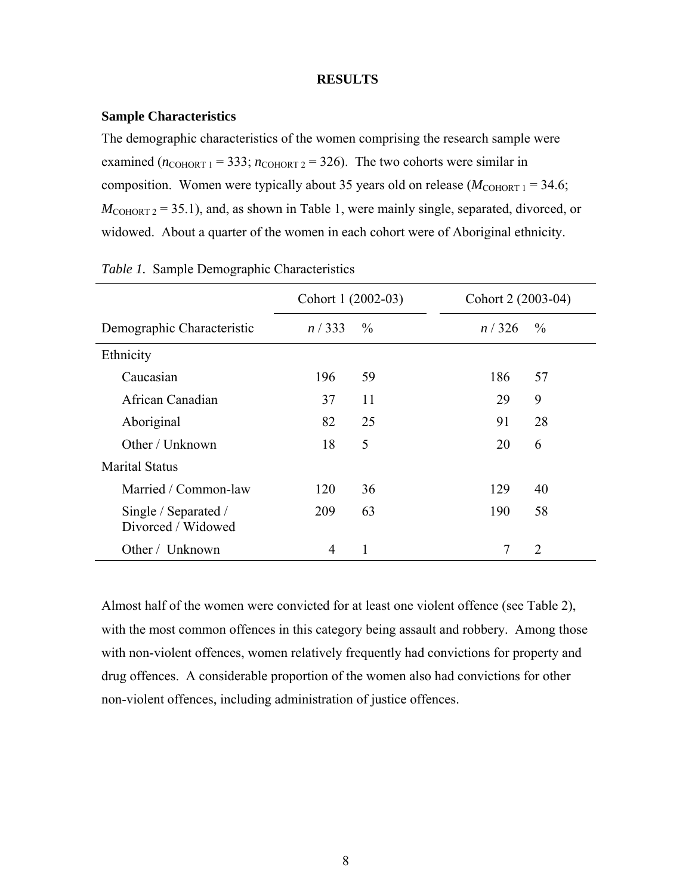# RESULTS

## Sample Characteristics

The demographic characteristics of the women comprising the research sample were examined ($n_{\text{COHORT 1}} = 333$; $n_{\text{COHORT 2}} = 326$). The two cohorts were similar in composition. Women were typically about 35 years old on release ($M_{\text{COHORT 1}} = 34.6$; $M_{\text{COHORT 2}} = 35.1$), and, as shown in Table 1, were mainly single, separated, divorced, or widowed. About a quarter of the women in each cohort were of Aboriginal ethnicity.

*Table 1.* Sample Demographic Characteristics

| | Cohort 1 (2002-03) | | Cohort 2 (2003-04) | |
|---|---|---|---|---|
| Demographic Characteristic | *n* / 333 | % | *n* / 326 | % |
| Ethnicity | | | | |
| Caucasian | 196 | 59 | 186 | 57 |
| African Canadian | 37 | 11 | 29 | 9 |
| Aboriginal | 82 | 25 | 91 | 28 |
| Other / Unknown | 18 | 5 | 20 | 6 |
| Marital Status | | | | |
| Married / Common-law | 120 | 36 | 129 | 40 |
| Single / Separated / Divorced / Widowed | 209 | 63 | 190 | 58 |
| Other / Unknown | 4 | 1 | 7 | 2 |

Almost half of the women were convicted for at least one violent offence (see Table 2), with the most common offences in this category being assault and robbery. Among those with non-violent offences, women relatively frequently had convictions for property and drug offences. A considerable proportion of the women also had convictions for other non-violent offences, including administration of justice offences.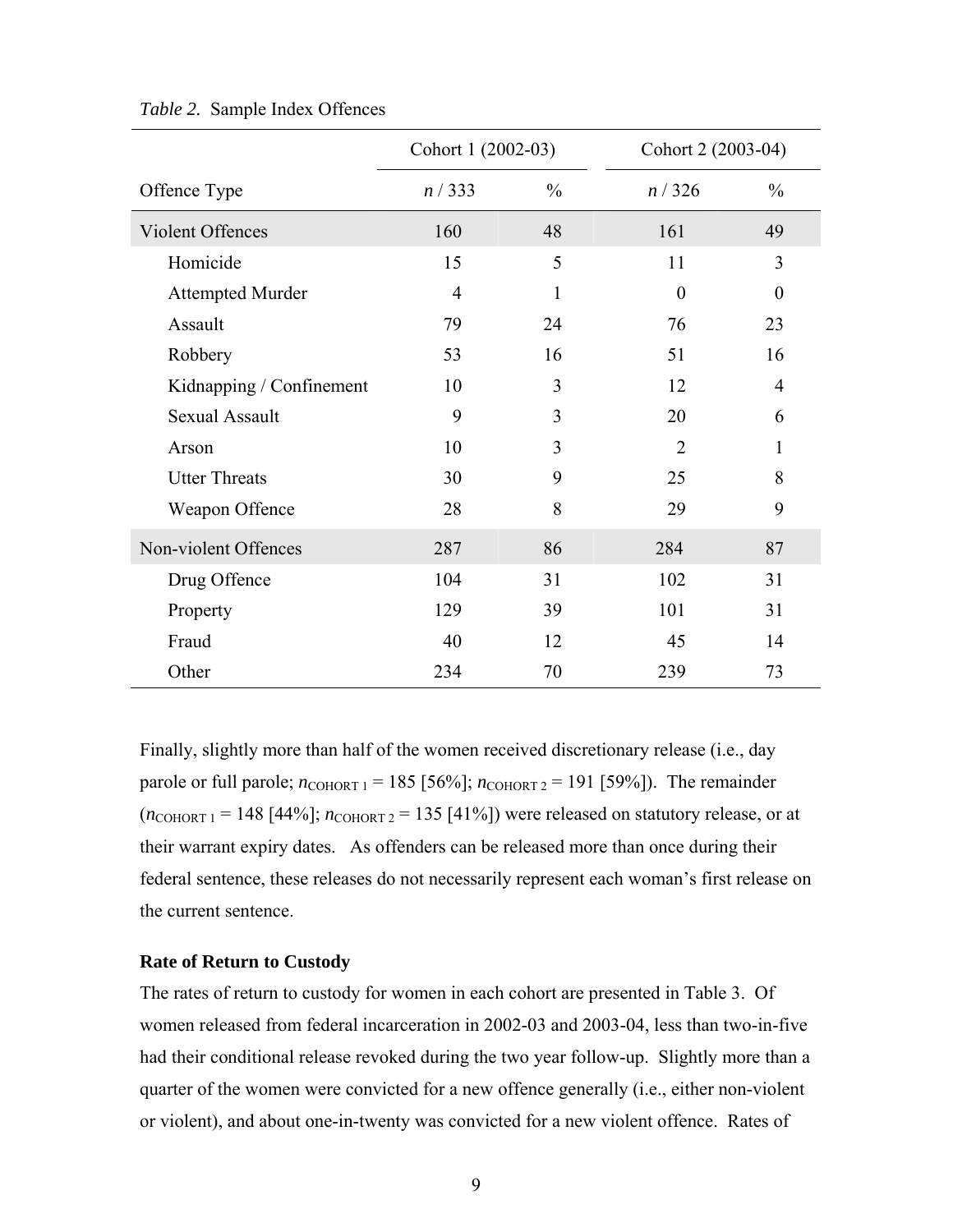*Table 2.* Sample Index Offences

| | Cohort 1 (2002-03) | | Cohort 2 (2003-04) | |
|---|---|---|---|---|
| Offence Type | *n* / 333 | % | *n* / 326 | % |
| Violent Offences | 160 | 48 | 161 | 49 |
| Homicide | 15 | 5 | 11 | 3 |
| Attempted Murder | 4 | 1 | 0 | 0 |
| Assault | 79 | 24 | 76 | 23 |
| Robbery | 53 | 16 | 51 | 16 |
| Kidnapping / Confinement | 10 | 3 | 12 | 4 |
| Sexual Assault | 9 | 3 | 20 | 6 |
| Arson | 10 | 3 | 2 | 1 |
| Utter Threats | 30 | 9 | 25 | 8 |
| Weapon Offence | 28 | 8 | 29 | 9 |
| Non-violent Offences | 287 | 86 | 284 | 87 |
| Drug Offence | 104 | 31 | 102 | 31 |
| Property | 129 | 39 | 101 | 31 |
| Fraud | 40 | 12 | 45 | 14 |
| Other | 234 | 70 | 239 | 73 |

Finally, slightly more than half of the women received discretionary release (i.e., day parole or full parole; $n_{\text{COHORT 1}}$ = 185 [56%]; $n_{\text{COHORT 2}}$ = 191 [59%]). The remainder ($n_{\text{COHORT 1}}$ = 148 [44%]; $n_{\text{COHORT 2}}$ = 135 [41%]) were released on statutory release, or at their warrant expiry dates. As offenders can be released more than once during their federal sentence, these releases do not necessarily represent each woman's first release on the current sentence.

**Rate of Return to Custody**

The rates of return to custody for women in each cohort are presented in Table 3. Of women released from federal incarceration in 2002-03 and 2003-04, less than two-in-five had their conditional release revoked during the two year follow-up. Slightly more than a quarter of the women were convicted for a new offence generally (i.e., either non-violent or violent), and about one-in-twenty was convicted for a new violent offence. Rates of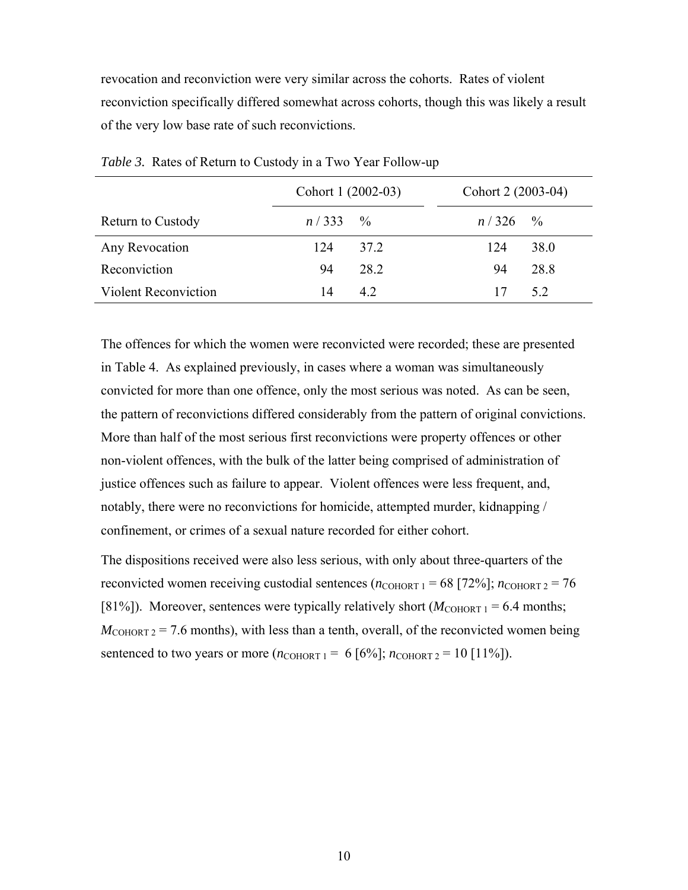revocation and reconviction were very similar across the cohorts. Rates of violent reconviction specifically differed somewhat across cohorts, though this was likely a result of the very low base rate of such reconvictions.

*Table 3.* Rates of Return to Custody in a Two Year Follow-up

| | Cohort 1 (2002-03) | | Cohort 2 (2003-04) | |
|---|---|---|---|---|
| Return to Custody | *n* / 333 | % | *n* / 326 | % |
| Any Revocation | 124 | 37.2 | 124 | 38.0 |
| Reconviction | 94 | 28.2 | 94 | 28.8 |
| Violent Reconviction | 14 | 4.2 | 17 | 5.2 |

The offences for which the women were reconvicted were recorded; these are presented in Table 4. As explained previously, in cases where a woman was simultaneously convicted for more than one offence, only the most serious was noted. As can be seen, the pattern of reconvictions differed considerably from the pattern of original convictions. More than half of the most serious first reconvictions were property offences or other non-violent offences, with the bulk of the latter being comprised of administration of justice offences such as failure to appear. Violent offences were less frequent, and, notably, there were no reconvictions for homicide, attempted murder, kidnapping / confinement, or crimes of a sexual nature recorded for either cohort.

The dispositions received were also less serious, with only about three-quarters of the reconvicted women receiving custodial sentences ($n_{\text{COHORT 1}} = 68$ [72%]; $n_{\text{COHORT 2}} = 76$ [81%]). Moreover, sentences were typically relatively short ($M_{\text{COHORT 1}} = 6.4$ months; $M_{\text{COHORT 2}} = 7.6$ months), with less than a tenth, overall, of the reconvicted women being sentenced to two years or more ($n_{\text{COHORT 1}} = 6$ [6%]; $n_{\text{COHORT 2}} = 10$ [11%]).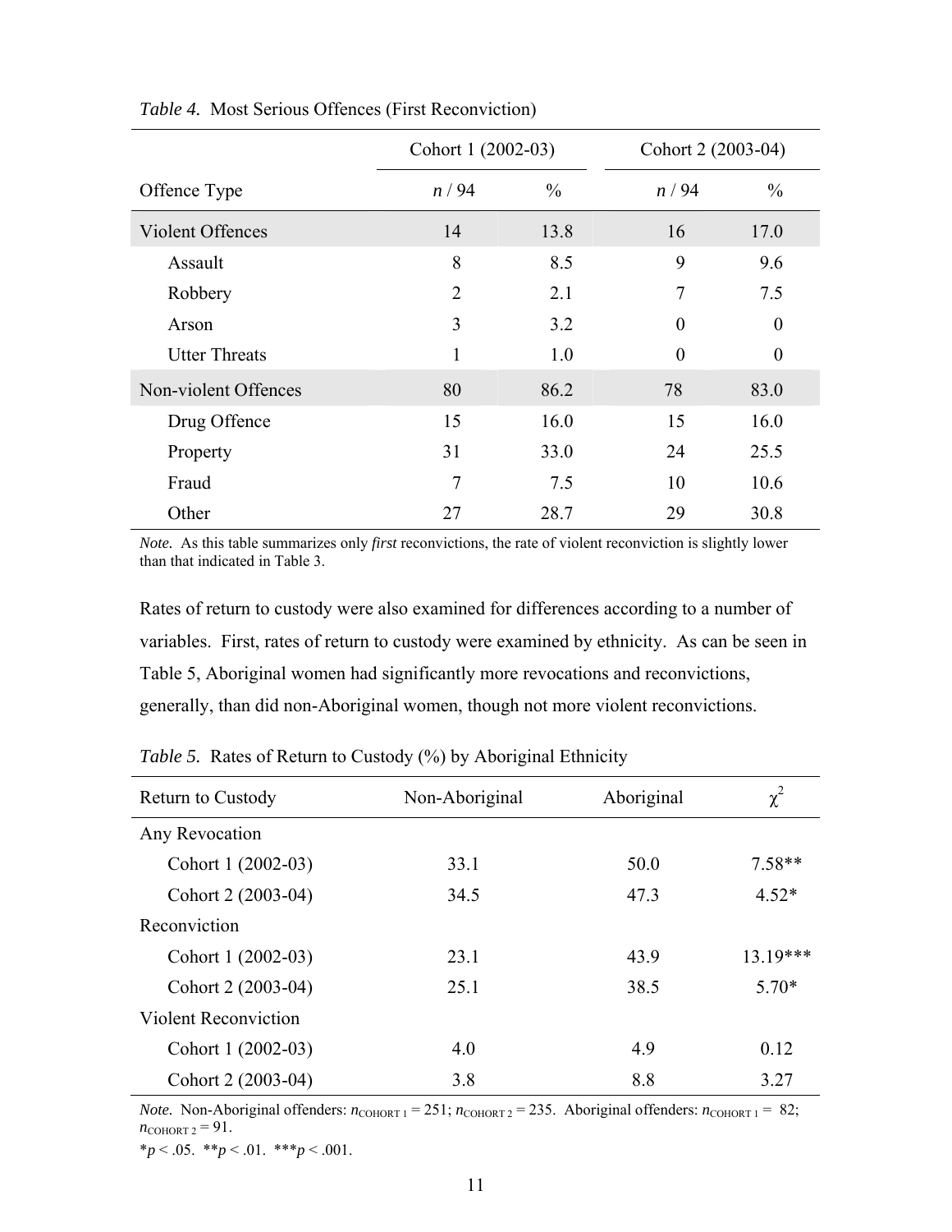*Table 4.* Most Serious Offences (First Reconviction)

| | Cohort 1 (2002-03) | | Cohort 2 (2003-04) | |
|---|---|---|---|---|
| Offence Type | *n* / 94 | % | *n* / 94 | % |
| Violent Offences | 14 | 13.8 | 16 | 17.0 |
| Assault | 8 | 8.5 | 9 | 9.6 |
| Robbery | 2 | 2.1 | 7 | 7.5 |
| Arson | 3 | 3.2 | 0 | 0 |
| Utter Threats | 1 | 1.0 | 0 | 0 |
| Non-violent Offences | 80 | 86.2 | 78 | 83.0 |
| Drug Offence | 15 | 16.0 | 15 | 16.0 |
| Property | 31 | 33.0 | 24 | 25.5 |
| Fraud | 7 | 7.5 | 10 | 10.6 |
| Other | 27 | 28.7 | 29 | 30.8 |

*Note.* As this table summarizes only *first* reconvictions, the rate of violent reconviction is slightly lower than that indicated in Table 3.

Rates of return to custody were also examined for differences according to a number of variables. First, rates of return to custody were examined by ethnicity. As can be seen in Table 5, Aboriginal women had significantly more revocations and reconvictions, generally, than did non-Aboriginal women, though not more violent reconvictions.

*Table 5.* Rates of Return to Custody (%) by Aboriginal Ethnicity

| Return to Custody | Non-Aboriginal | Aboriginal | $\chi^2$ |
|---|---|---|---|
| Any Revocation | | | |
| Cohort 1 (2002-03) | 33.1 | 50.0 | 7.58** |
| Cohort 2 (2003-04) | 34.5 | 47.3 | 4.52* |
| Reconviction | | | |
| Cohort 1 (2002-03) | 23.1 | 43.9 | 13.19*** |
| Cohort 2 (2003-04) | 25.1 | 38.5 | 5.70* |
| Violent Reconviction | | | |
| Cohort 1 (2002-03) | 4.0 | 4.9 | 0.12 |
| Cohort 2 (2003-04) | 3.8 | 8.8 | 3.27 |

*Note.* Non-Aboriginal offenders: $n_{COHORT\ 1} = 251$; $n_{COHORT\ 2} = 235$. Aboriginal offenders: $n_{COHORT\ 1} = 82$; $n_{COHORT\ 2} = 91$.

*$p < .05$. **$p < .01$. ***$p < .001$.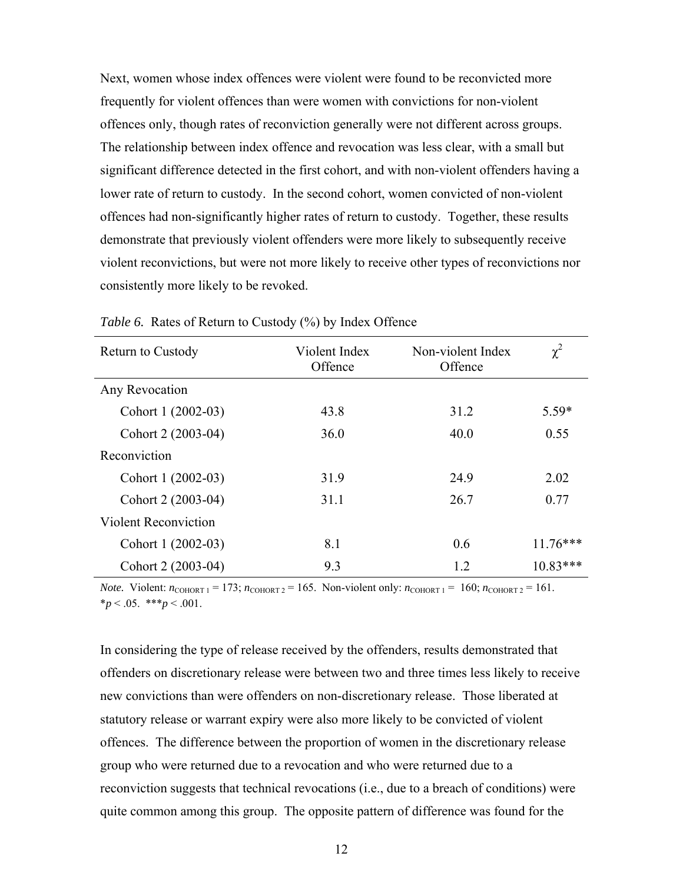Next, women whose index offences were violent were found to be reconvicted more frequently for violent offences than were women with convictions for non-violent offences only, though rates of reconviction generally were not different across groups. The relationship between index offence and revocation was less clear, with a small but significant difference detected in the first cohort, and with non-violent offenders having a lower rate of return to custody. In the second cohort, women convicted of non-violent offences had non-significantly higher rates of return to custody. Together, these results demonstrate that previously violent offenders were more likely to subsequently receive violent reconvictions, but were not more likely to receive other types of reconvictions nor consistently more likely to be revoked.

*Table 6.* Rates of Return to Custody (%) by Index Offence

| Return to Custody | Violent Index Offence | Non-violent Index Offence | $\chi^2$ |
|---|---|---|---|
| Any Revocation | | | |
| Cohort 1 (2002-03) | 43.8 | 31.2 | 5.59* |
| Cohort 2 (2003-04) | 36.0 | 40.0 | 0.55 |
| Reconviction | | | |
| Cohort 1 (2002-03) | 31.9 | 24.9 | 2.02 |
| Cohort 2 (2003-04) | 31.1 | 26.7 | 0.77 |
| Violent Reconviction | | | |
| Cohort 1 (2002-03) | 8.1 | 0.6 | 11.76*** |
| Cohort 2 (2003-04) | 9.3 | 1.2 | 10.83*** |

*Note.* Violent: $n_{\text{COHORT 1}} = 173$; $n_{\text{COHORT 2}} = 165$. Non-violent only: $n_{\text{COHORT 1}} = 160$; $n_{\text{COHORT 2}} = 161$.
\* $p < .05$. \*\*\* $p < .001$.

In considering the type of release received by the offenders, results demonstrated that offenders on discretionary release were between two and three times less likely to receive new convictions than were offenders on non-discretionary release. Those liberated at statutory release or warrant expiry were also more likely to be convicted of violent offences. The difference between the proportion of women in the discretionary release group who were returned due to a revocation and who were returned due to a reconviction suggests that technical revocations (i.e., due to a breach of conditions) were quite common among this group. The opposite pattern of difference was found for the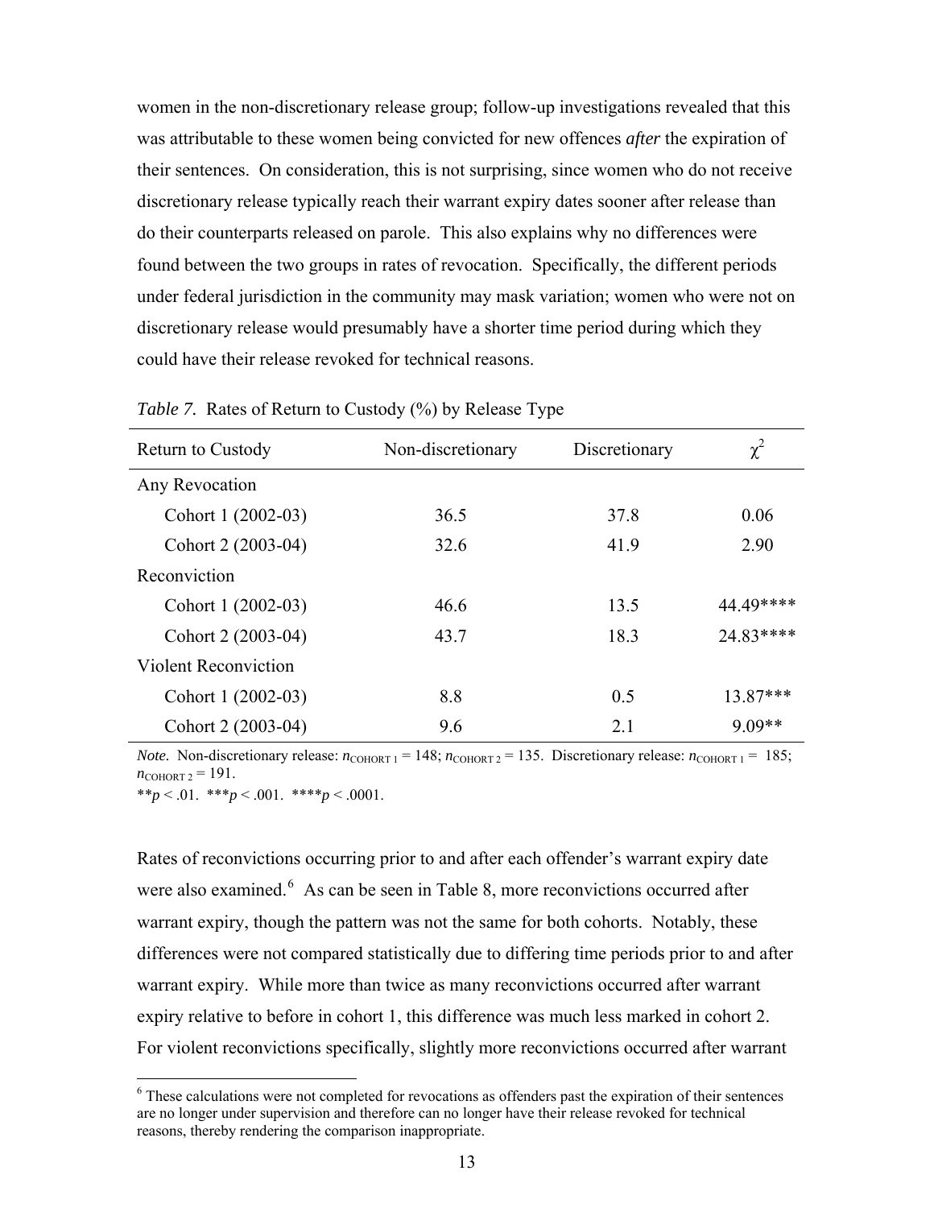women in the non-discretionary release group; follow-up investigations revealed that this was attributable to these women being convicted for new offences *after* the expiration of their sentences. On consideration, this is not surprising, since women who do not receive discretionary release typically reach their warrant expiry dates sooner after release than do their counterparts released on parole. This also explains why no differences were found between the two groups in rates of revocation. Specifically, the different periods under federal jurisdiction in the community may mask variation; women who were not on discretionary release would presumably have a shorter time period during which they could have their release revoked for technical reasons.

*Table 7.* Rates of Return to Custody (%) by Release Type

| Return to Custody | Non-discretionary | Discretionary | $\chi^2$ |
|---|---|---|---|
| Any Revocation | | | |
| Cohort 1 (2002-03) | 36.5 | 37.8 | 0.06 |
| Cohort 2 (2003-04) | 32.6 | 41.9 | 2.90 |
| Reconviction | | | |
| Cohort 1 (2002-03) | 46.6 | 13.5 | 44.49**** |
| Cohort 2 (2003-04) | 43.7 | 18.3 | 24.83**** |
| Violent Reconviction | | | |
| Cohort 1 (2002-03) | 8.8 | 0.5 | 13.87*** |
| Cohort 2 (2003-04) | 9.6 | 2.1 | 9.09** |

*Note.* Non-discretionary release: $n_{\text{COHORT 1}} = 148$; $n_{\text{COHORT 2}} = 135$. Discretionary release: $n_{\text{COHORT 1}} = 185$; $n_{\text{COHORT 2}} = 191$.
$^{**}p < .01$. $^{***}p < .001$. $^{****}p < .0001$.

Rates of reconvictions occurring prior to and after each offender's warrant expiry date were also examined.[6] As can be seen in Table 8, more reconvictions occurred after warrant expiry, though the pattern was not the same for both cohorts. Notably, these differences were not compared statistically due to differing time periods prior to and after warrant expiry. While more than twice as many reconvictions occurred after warrant expiry relative to before in cohort 1, this difference was much less marked in cohort 2. For violent reconvictions specifically, slightly more reconvictions occurred after warrant

[6] These calculations were not completed for revocations as offenders past the expiration of their sentences are no longer under supervision and therefore can no longer have their release revoked for technical reasons, thereby rendering the comparison inappropriate.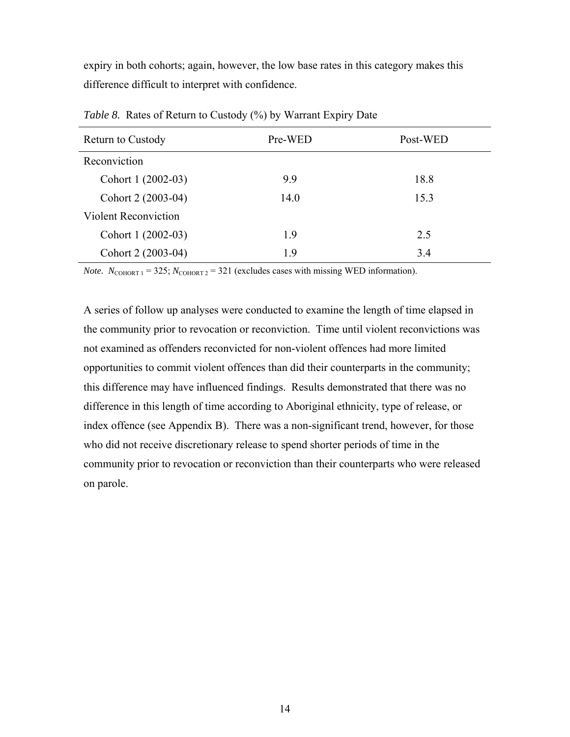expiry in both cohorts; again, however, the low base rates in this category makes this difference difficult to interpret with confidence.

*Table 8.* Rates of Return to Custody (%) by Warrant Expiry Date

| Return to Custody | Pre-WED | Post-WED |
|---|---|---|
| Reconviction | | |
| Cohort 1 (2002-03) | 9.9 | 18.8 |
| Cohort 2 (2003-04) | 14.0 | 15.3 |
| Violent Reconviction | | |
| Cohort 1 (2002-03) | 1.9 | 2.5 |
| Cohort 2 (2003-04) | 1.9 | 3.4 |

*Note.* $N_{\text{COHORT 1}} = 325$; $N_{\text{COHORT 2}} = 321$ (excludes cases with missing WED information).

A series of follow up analyses were conducted to examine the length of time elapsed in the community prior to revocation or reconviction. Time until violent reconvictions was not examined as offenders reconvicted for non-violent offences had more limited opportunities to commit violent offences than did their counterparts in the community; this difference may have influenced findings. Results demonstrated that there was no difference in this length of time according to Aboriginal ethnicity, type of release, or index offence (see Appendix B). There was a non-significant trend, however, for those who did not receive discretionary release to spend shorter periods of time in the community prior to revocation or reconviction than their counterparts who were released on parole.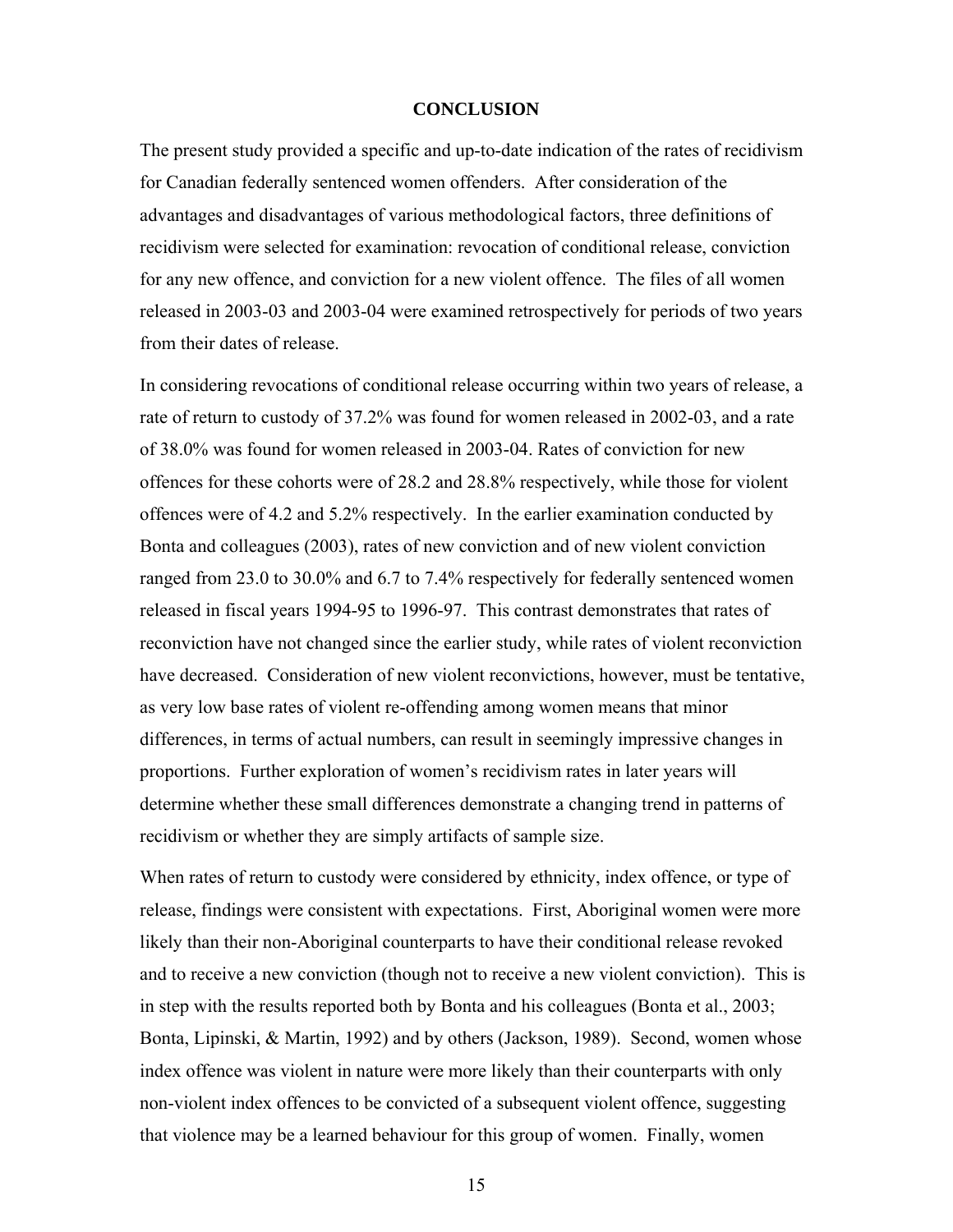# CONCLUSION

The present study provided a specific and up-to-date indication of the rates of recidivism for Canadian federally sentenced women offenders. After consideration of the advantages and disadvantages of various methodological factors, three definitions of recidivism were selected for examination: revocation of conditional release, conviction for any new offence, and conviction for a new violent offence. The files of all women released in 2003-03 and 2003-04 were examined retrospectively for periods of two years from their dates of release.

In considering revocations of conditional release occurring within two years of release, a rate of return to custody of 37.2% was found for women released in 2002-03, and a rate of 38.0% was found for women released in 2003-04. Rates of conviction for new offences for these cohorts were of 28.2 and 28.8% respectively, while those for violent offences were of 4.2 and 5.2% respectively. In the earlier examination conducted by Bonta and colleagues (2003), rates of new conviction and of new violent conviction ranged from 23.0 to 30.0% and 6.7 to 7.4% respectively for federally sentenced women released in fiscal years 1994-95 to 1996-97. This contrast demonstrates that rates of reconviction have not changed since the earlier study, while rates of violent reconviction have decreased. Consideration of new violent reconvictions, however, must be tentative, as very low base rates of violent re-offending among women means that minor differences, in terms of actual numbers, can result in seemingly impressive changes in proportions. Further exploration of women's recidivism rates in later years will determine whether these small differences demonstrate a changing trend in patterns of recidivism or whether they are simply artifacts of sample size.

When rates of return to custody were considered by ethnicity, index offence, or type of release, findings were consistent with expectations. First, Aboriginal women were more likely than their non-Aboriginal counterparts to have their conditional release revoked and to receive a new conviction (though not to receive a new violent conviction). This is in step with the results reported both by Bonta and his colleagues (Bonta et al., 2003; Bonta, Lipinski, & Martin, 1992) and by others (Jackson, 1989). Second, women whose index offence was violent in nature were more likely than their counterparts with only non-violent index offences to be convicted of a subsequent violent offence, suggesting that violence may be a learned behaviour for this group of women. Finally, women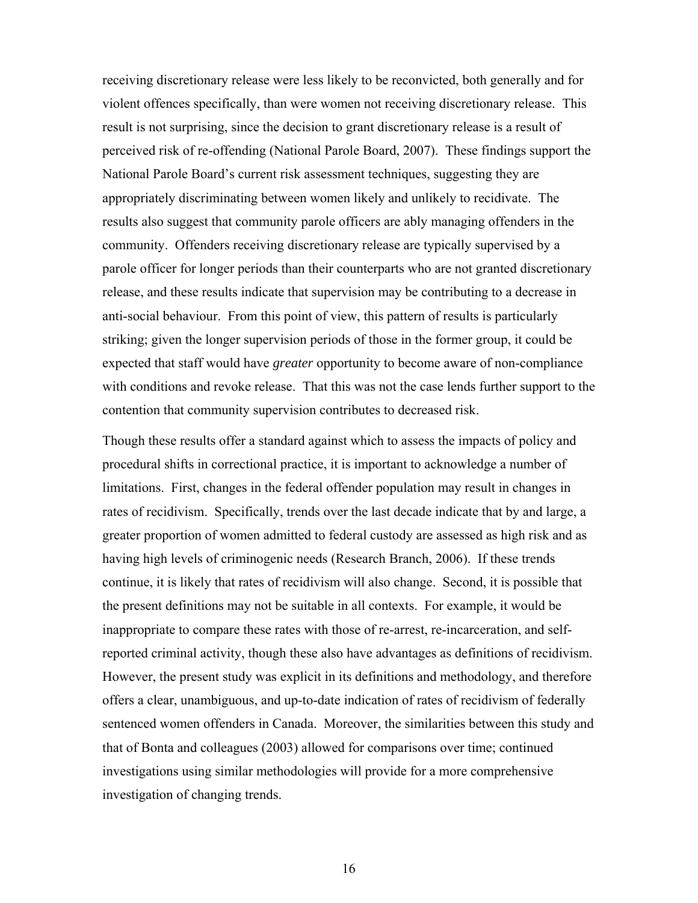receiving discretionary release were less likely to be reconvicted, both generally and for violent offences specifically, than were women not receiving discretionary release. This result is not surprising, since the decision to grant discretionary release is a result of perceived risk of re-offending (National Parole Board, 2007). These findings support the National Parole Board's current risk assessment techniques, suggesting they are appropriately discriminating between women likely and unlikely to recidivate. The results also suggest that community parole officers are ably managing offenders in the community. Offenders receiving discretionary release are typically supervised by a parole officer for longer periods than their counterparts who are not granted discretionary release, and these results indicate that supervision may be contributing to a decrease in anti-social behaviour. From this point of view, this pattern of results is particularly striking; given the longer supervision periods of those in the former group, it could be expected that staff would have *greater* opportunity to become aware of non-compliance with conditions and revoke release. That this was not the case lends further support to the contention that community supervision contributes to decreased risk.

Though these results offer a standard against which to assess the impacts of policy and procedural shifts in correctional practice, it is important to acknowledge a number of limitations. First, changes in the federal offender population may result in changes in rates of recidivism. Specifically, trends over the last decade indicate that by and large, a greater proportion of women admitted to federal custody are assessed as high risk and as having high levels of criminogenic needs (Research Branch, 2006). If these trends continue, it is likely that rates of recidivism will also change. Second, it is possible that the present definitions may not be suitable in all contexts. For example, it would be inappropriate to compare these rates with those of re-arrest, re-incarceration, and self-reported criminal activity, though these also have advantages as definitions of recidivism. However, the present study was explicit in its definitions and methodology, and therefore offers a clear, unambiguous, and up-to-date indication of rates of recidivism of federally sentenced women offenders in Canada. Moreover, the similarities between this study and that of Bonta and colleagues (2003) allowed for comparisons over time; continued investigations using similar methodologies will provide for a more comprehensive investigation of changing trends.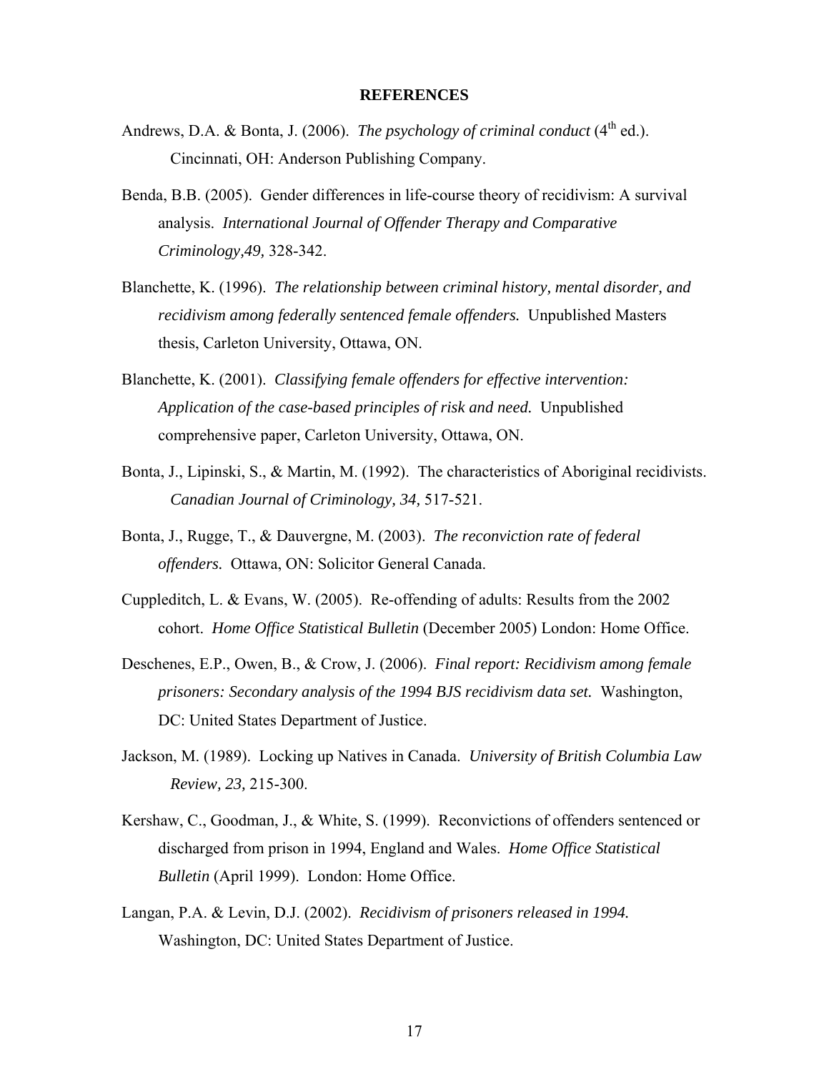# REFERENCES

Andrews, D.A. & Bonta, J. (2006). *The psychology of criminal conduct* (4th ed.). Cincinnati, OH: Anderson Publishing Company.

Benda, B.B. (2005). Gender differences in life-course theory of recidivism: A survival analysis. *International Journal of Offender Therapy and Comparative Criminology,49,* 328-342.

Blanchette, K. (1996). *The relationship between criminal history, mental disorder, and recidivism among federally sentenced female offenders.* Unpublished Masters thesis, Carleton University, Ottawa, ON.

Blanchette, K. (2001). *Classifying female offenders for effective intervention: Application of the case-based principles of risk and need.* Unpublished comprehensive paper, Carleton University, Ottawa, ON.

Bonta, J., Lipinski, S., & Martin, M. (1992). The characteristics of Aboriginal recidivists. *Canadian Journal of Criminology, 34,* 517-521.

Bonta, J., Rugge, T., & Dauvergne, M. (2003). *The reconviction rate of federal offenders.* Ottawa, ON: Solicitor General Canada.

Cuppleditch, L. & Evans, W. (2005). Re-offending of adults: Results from the 2002 cohort. *Home Office Statistical Bulletin* (December 2005) London: Home Office.

Deschenes, E.P., Owen, B., & Crow, J. (2006). *Final report: Recidivism among female prisoners: Secondary analysis of the 1994 BJS recidivism data set.* Washington, DC: United States Department of Justice.

Jackson, M. (1989). Locking up Natives in Canada. *University of British Columbia Law Review, 23,* 215-300.

Kershaw, C., Goodman, J., & White, S. (1999). Reconvictions of offenders sentenced or discharged from prison in 1994, England and Wales. *Home Office Statistical Bulletin* (April 1999). London: Home Office.

Langan, P.A. & Levin, D.J. (2002). *Recidivism of prisoners released in 1994.* Washington, DC: United States Department of Justice.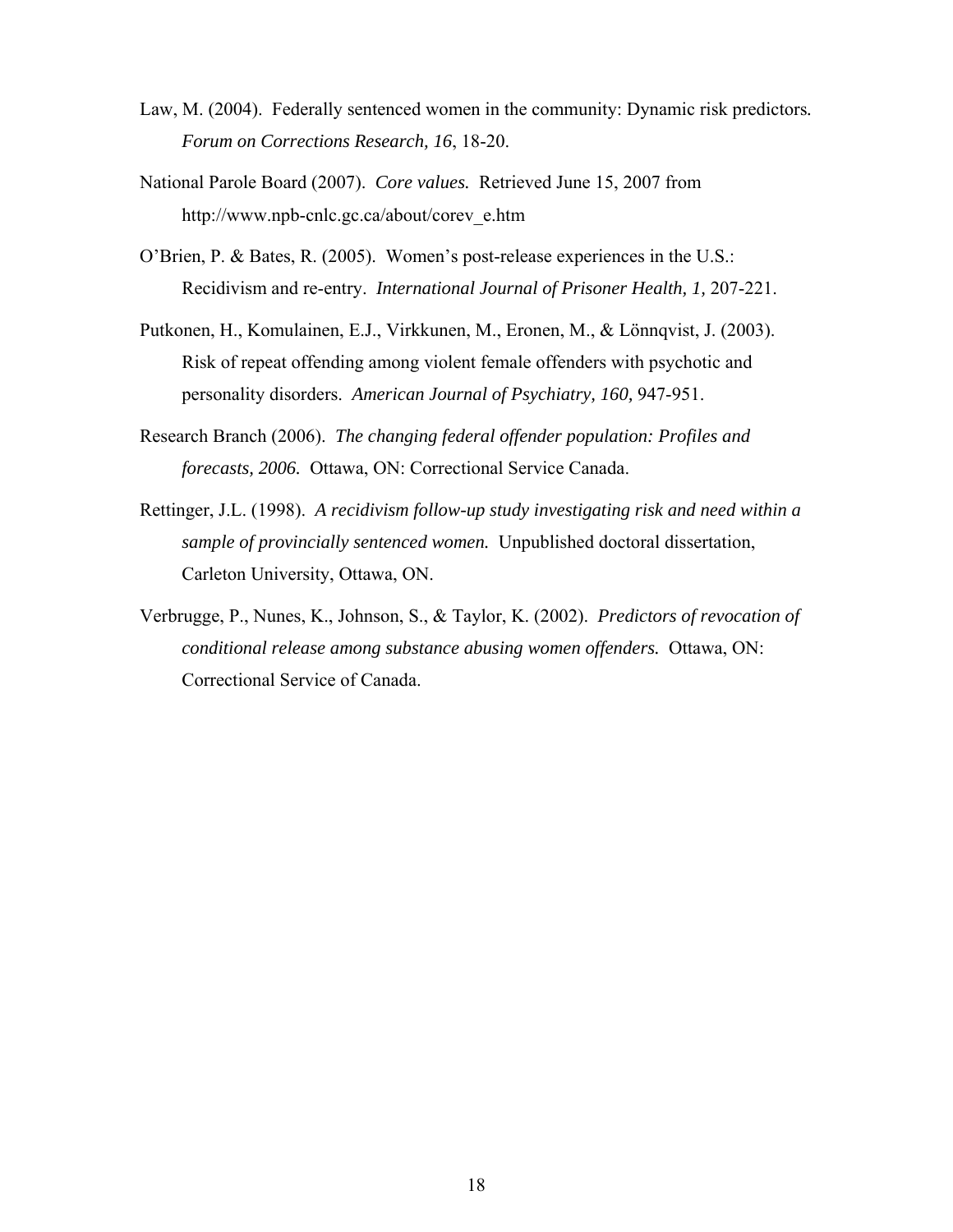Law, M. (2004). Federally sentenced women in the community: Dynamic risk predictors. *Forum on Corrections Research, 16*, 18-20.

National Parole Board (2007). *Core values.* Retrieved June 15, 2007 from http://www.npb-cnlc.gc.ca/about/corev_e.htm

O'Brien, P. & Bates, R. (2005). Women's post-release experiences in the U.S.: Recidivism and re-entry. *International Journal of Prisoner Health, 1,* 207-221.

Putkonen, H., Komulainen, E.J., Virkkunen, M., Eronen, M., & Lönnqvist, J. (2003). Risk of repeat offending among violent female offenders with psychotic and personality disorders. *American Journal of Psychiatry, 160,* 947-951.

Research Branch (2006). *The changing federal offender population: Profiles and forecasts, 2006.* Ottawa, ON: Correctional Service Canada.

Rettinger, J.L. (1998). *A recidivism follow-up study investigating risk and need within a sample of provincially sentenced women.* Unpublished doctoral dissertation, Carleton University, Ottawa, ON.

Verbrugge, P., Nunes, K., Johnson, S., & Taylor, K. (2002). *Predictors of revocation of conditional release among substance abusing women offenders.* Ottawa, ON: Correctional Service of Canada.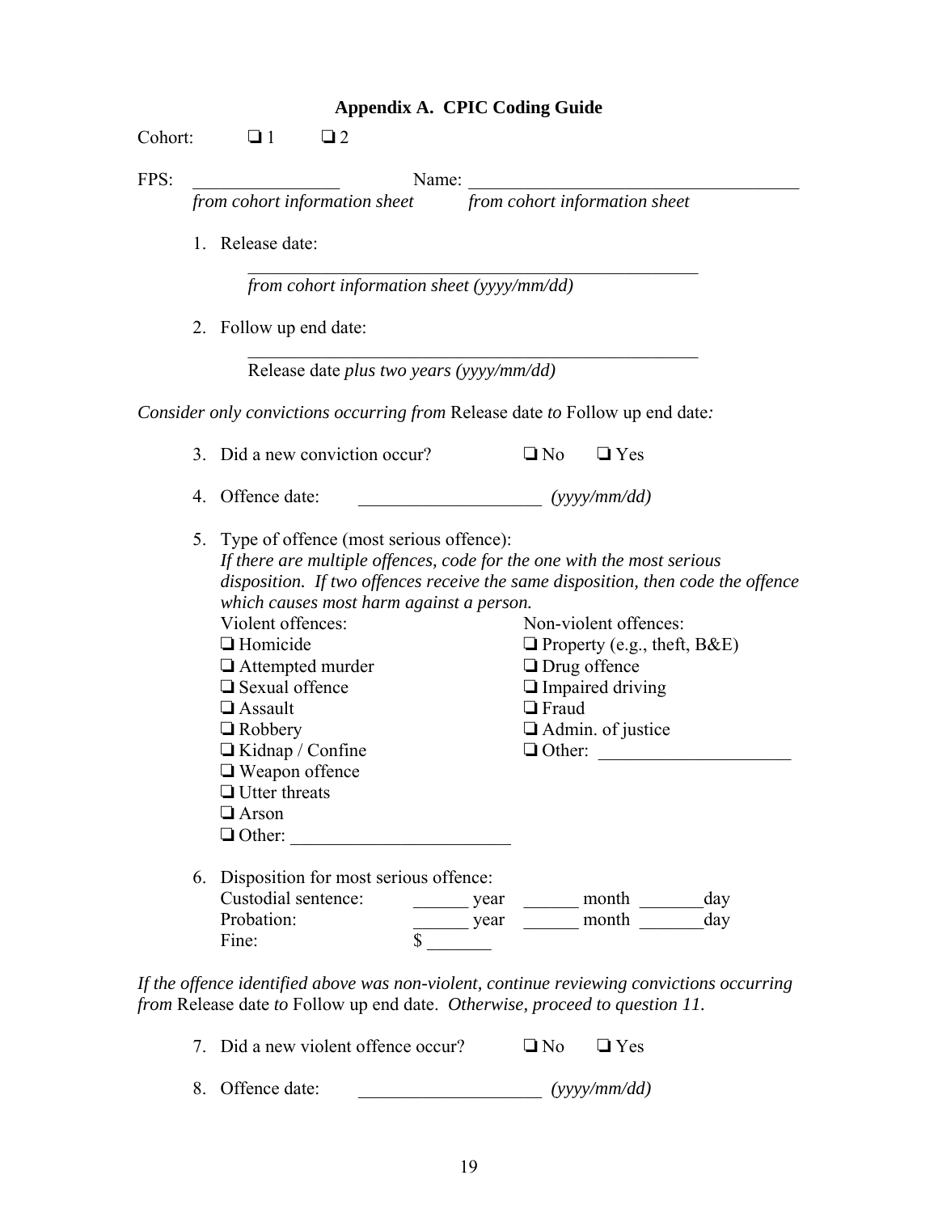## Appendix A. CPIC Coding Guide

Cohort: ❑ 1 ❑ 2

FPS: ________________ Name: ___________________________________

*from cohort information sheet* *from cohort information sheet*

1. Release date:

   ___________________________________________________

   *from cohort information sheet (yyyy/mm/dd)*

2. Follow up end date:

   ___________________________________________________

   Release date *plus two years (yyyy/mm/dd)*

*Consider only convictions occurring from* Release date *to* Follow up end date*:*

3. Did a new conviction occur? ❑ No ❑ Yes

4. Offence date: ____________________ *(yyyy/mm/dd)*

5. Type of offence (most serious offence):

   *If there are multiple offences, code for the one with the most serious disposition. If two offences receive the same disposition, then code the offence which causes most harm against a person.*

   Violent offences:
   - ❑ Homicide
   - ❑ Attempted murder
   - ❑ Sexual offence
   - ❑ Assault
   - ❑ Robbery
   - ❑ Kidnap / Confine
   - ❑ Weapon offence
   - ❑ Utter threats
   - ❑ Arson
   - ❑ Other: ________________________

   Non-violent offences:
   - ❑ Property (e.g., theft, B&E)
   - ❑ Drug offence
   - ❑ Impaired driving
   - ❑ Fraud
   - ❑ Admin. of justice
   - ❑ Other: _____________________

6. Disposition for most serious offence:

   | | | | |
   |---|---|---|---|
   | Custodial sentence: | ______ year | ______ month | _______day |
   | Probation: | ______ year | ______ month | _______day |
   | Fine: | $ _______ | | |

*If the offence identified above was non-violent, continue reviewing convictions occurring from* Release date *to* Follow up end date. *Otherwise, proceed to question 11.*

7. Did a new violent offence occur? ❑ No ❑ Yes

8. Offence date: ____________________ *(yyyy/mm/dd)*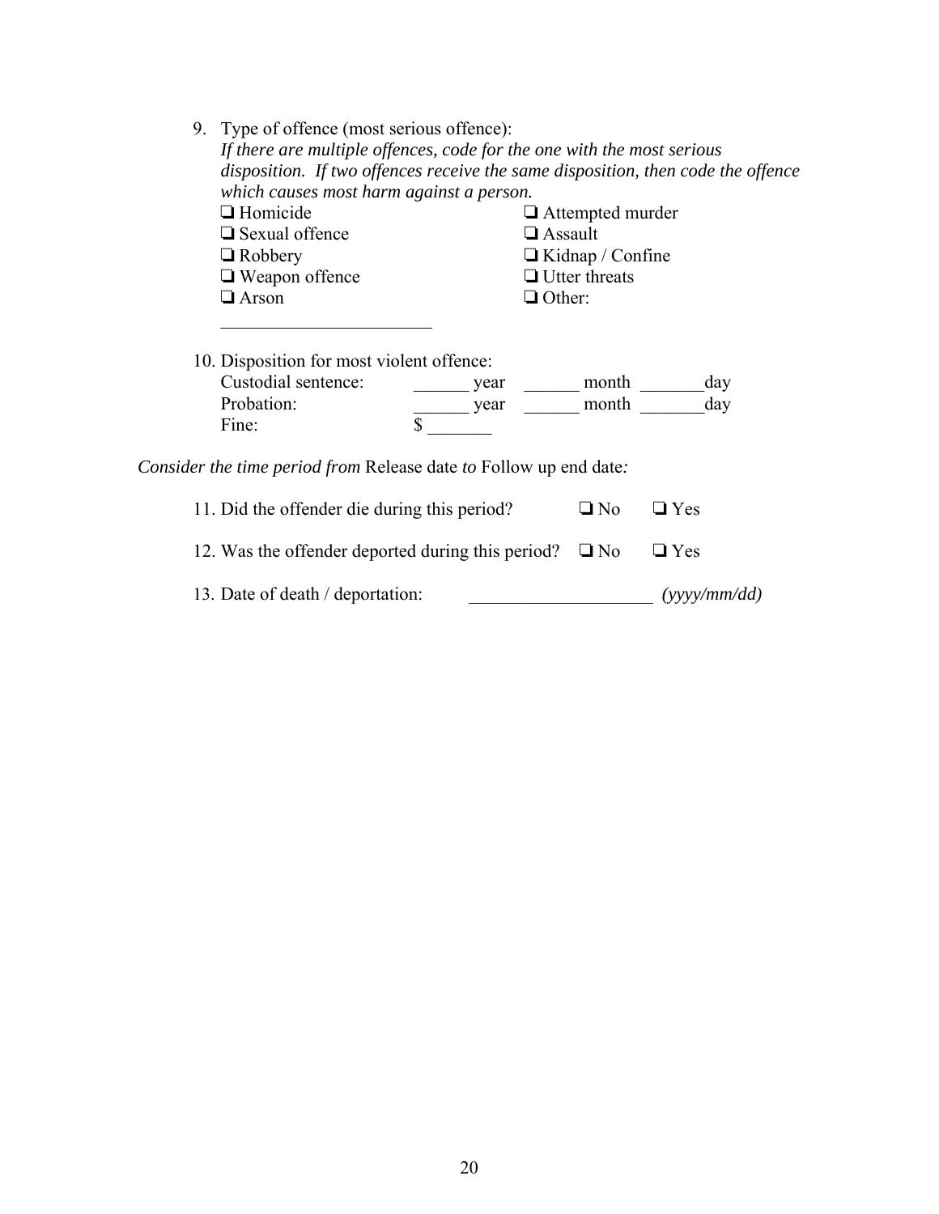9. Type of offence (most serious offence):
   *If there are multiple offences, code for the one with the most serious disposition. If two offences receive the same disposition, then code the offence which causes most harm against a person.*

   ❑ Homicide ❑ Attempted murder
   ❑ Sexual offence ❑ Assault
   ❑ Robbery ❑ Kidnap / Confine
   ❑ Weapon offence ❑ Utter threats
   ❑ Arson ❑ Other:

   ______________________

10. Disposition for most violent offence:

   Custodial sentence: ______ year ______ month _______day
   Probation: ______ year ______ month _______day
   Fine: $ _______

*Consider the time period from* Release date *to* Follow up end date*:*

11. Did the offender die during this period? ❑ No ❑ Yes

12. Was the offender deported during this period? ❑ No ❑ Yes

13. Date of death / deportation: ____________________ *(yyyy/mm/dd)*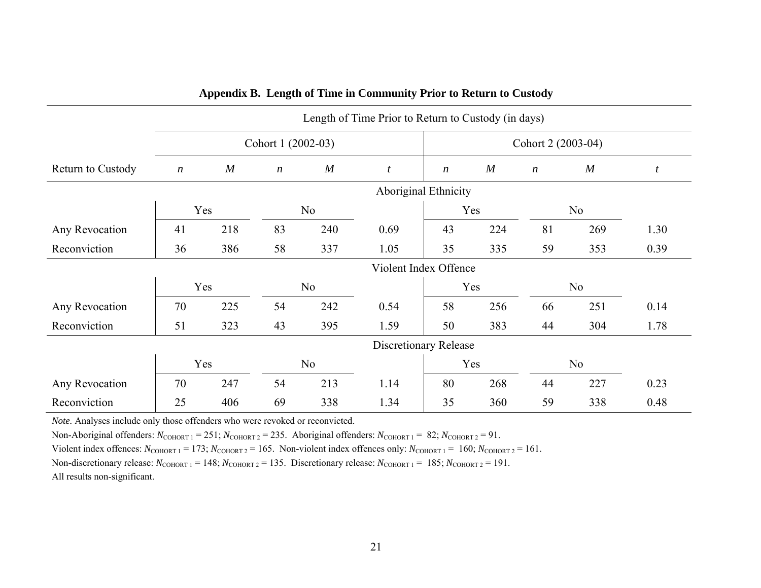**Appendix B. Length of Time in Community Prior to Return to Custody**

| | Length of Time Prior to Return to Custody (in days) | | | | | | | | | |
|---|---|---|---|---|---|---|---|---|---|---|
| | Cohort 1 (2002-03) | | | | | Cohort 2 (2003-04) | | | | |
| Return to Custody | *n* | *M* | *n* | *M* | *t* | *n* | *M* | *n* | *M* | *t* |
| | Aboriginal Ethnicity | | | | | | | | | |
| | Yes | | No | | | Yes | | No | | |
| Any Revocation | 41 | 218 | 83 | 240 | 0.69 | 43 | 224 | 81 | 269 | 1.30 |
| Reconviction | 36 | 386 | 58 | 337 | 1.05 | 35 | 335 | 59 | 353 | 0.39 |
| | Violent Index Offence | | | | | | | | | |
| | Yes | | No | | | Yes | | No | | |
| Any Revocation | 70 | 225 | 54 | 242 | 0.54 | 58 | 256 | 66 | 251 | 0.14 |
| Reconviction | 51 | 323 | 43 | 395 | 1.59 | 50 | 383 | 44 | 304 | 1.78 |
| | Discretionary Release | | | | | | | | | |
| | Yes | | No | | | Yes | | No | | |
| Any Revocation | 70 | 247 | 54 | 213 | 1.14 | 80 | 268 | 44 | 227 | 0.23 |
| Reconviction | 25 | 406 | 69 | 338 | 1.34 | 35 | 360 | 59 | 338 | 0.48 |

*Note.* Analyses include only those offenders who were revoked or reconvicted.

Non-Aboriginal offenders: $N_{COHORT\ 1} = 251$; $N_{COHORT\ 2} = 235$. Aboriginal offenders: $N_{COHORT\ 1} = 82$; $N_{COHORT\ 2} = 91$.

Violent index offences: $N_{COHORT\ 1} = 173$; $N_{COHORT\ 2} = 165$. Non-violent index offences only: $N_{COHORT\ 1} = 160$; $N_{COHORT\ 2} = 161$.

Non-discretionary release: $N_{COHORT\ 1} = 148$; $N_{COHORT\ 2} = 135$. Discretionary release: $N_{COHORT\ 1} = 185$; $N_{COHORT\ 2} = 191$.

All results non-significant.